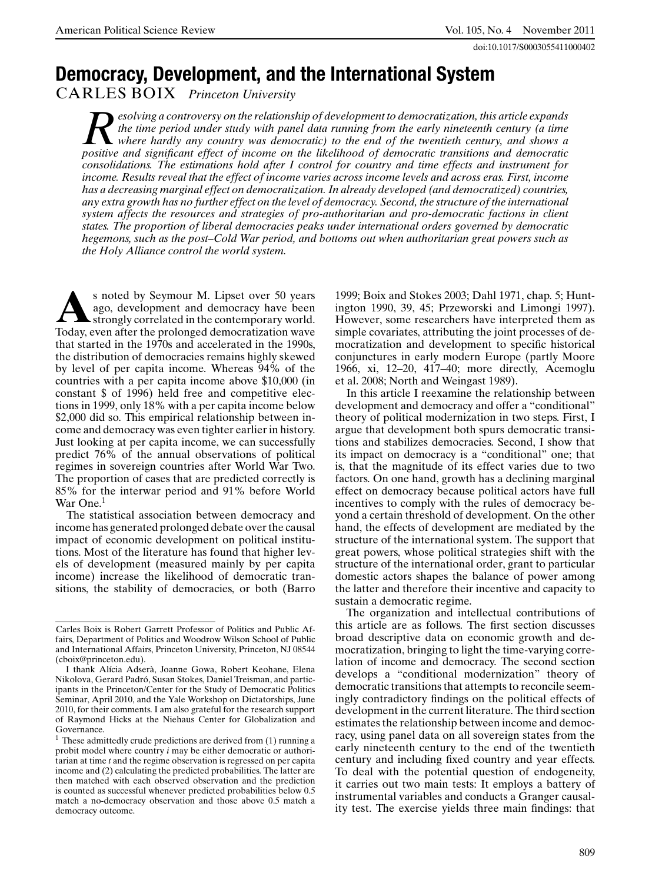# Democracy, Development, and the International System

CARLES BOIX *Princeton University*

*Resolving a controversy on the relationship of development to democratization, this article expands the time period under study with panel data running from the early nineteenth century (a time where hardly any country was democratic) to the end of the twentieth century, and shows a positive and significant effect of income on the likelihood of democratic transitions and democratic consolidations. The estimations hold after I control for country and time effects and instrument for income. Results reveal that the effect of income varies across income levels and across eras. First, income has a decreasing marginal effect on democratization. In already developed (and democratized) countries, any extra growth has no further effect on the level of democracy. Second, the structure of the international system affects the resources and strategies of pro-authoritarian and pro-democratic factions in client states. The proportion of liberal democracies peaks under international orders governed by democratic hegemons, such as the post–Cold War period, and bottoms out when authoritarian great powers such as the Holy Alliance control the world system.*

As noted by Seymour M. Lipset over 50 years ago, development and democracy have been strongly correlated in the contemporary world. Today, even after the prolonged democratization wave that started in the 1970s and accelerated in the 1990s, the distribution of democracies remains highly skewed by level of per capita income. Whereas 94% of the countries with a per capita income above $10,000 (in constant $ of 1996) held free and competitive elections in 1999, only 18% with a per capita income below $2,000 did so. This empirical relationship between income and democracy was even tighter earlier in history. Just looking at per capita income, we can successfully predict 76% of the annual observations of political regimes in sovereign countries after World War Two. The proportion of cases that are predicted correctly is 85% for the interwar period and 91% before World War One.[1]

The statistical association between democracy and income has generated prolonged debate over the causal impact of economic development on political institutions. Most of the literature has found that higher levels of development (measured mainly by per capita income) increase the likelihood of democratic transitions, the stability of democracies, or both (Barro 1999; Boix and Stokes 2003; Dahl 1971, chap. 5; Huntington 1990, 39, 45; Przeworski and Limongi 1997). However, some researchers have interpreted them as simple covariates, attributing the joint processes of democratization and development to specific historical conjunctures in early modern Europe (partly Moore 1966, xi, 12–20, 417–40; more directly, Acemoglu et al. 2008; North and Weingast 1989).

In this article I reexamine the relationship between development and democracy and offer a "conditional" theory of political modernization in two steps. First, I argue that development both spurs democratic transitions and stabilizes democracies. Second, I show that its impact on democracy is a "conditional" one; that is, that the magnitude of its effect varies due to two factors. On one hand, growth has a declining marginal effect on democracy because political actors have full incentives to comply with the rules of democracy beyond a certain threshold of development. On the other hand, the effects of development are mediated by the structure of the international system. The support that great powers, whose political strategies shift with the structure of the international order, grant to particular domestic actors shapes the balance of power among the latter and therefore their incentive and capacity to sustain a democratic regime.

The organization and intellectual contributions of this article are as follows. The first section discusses broad descriptive data on economic growth and democratization, bringing to light the time-varying correlation of income and democracy. The second section develops a "conditional modernization" theory of democratic transitions that attempts to reconcile seemingly contradictory findings on the political effects of development in the current literature. The third section estimates the relationship between income and democracy, using panel data on all sovereign states from the early nineteenth century to the end of the twentieth century and including fixed country and year effects. To deal with the potential question of endogeneity, it carries out two main tests: It employs a battery of instrumental variables and conducts a Granger causality test. The exercise yields three main findings: that

---

Carles Boix is Robert Garrett Professor of Politics and Public Affairs, Department of Politics and Woodrow Wilson School of Public and International Affairs, Princeton University, Princeton, NJ 08544 (cboix@princeton.edu).

I thank Alícia Adserà, Joanne Gowa, Robert Keohane, Elena Nikolova, Gerard Padró, Susan Stokes, Daniel Treisman, and participants in the Princeton/Center for the Study of Democratic Politics Seminar, April 2010, and the Yale Workshop on Dictatorships, June 2010, for their comments. I am also grateful for the research support of Raymond Hicks at the Niehaus Center for Globalization and Governance.

[1] These admittedly crude predictions are derived from (1) running a probit model where country $i$ may be either democratic or authoritarian at time $t$ and the regime observation is regressed on per capita income and (2) calculating the predicted probabilities. The latter are then matched with each observed observation and the prediction is counted as successful whenever predicted probabilities below 0.5 match a no-democracy observation and those above 0.5 match a democracy outcome.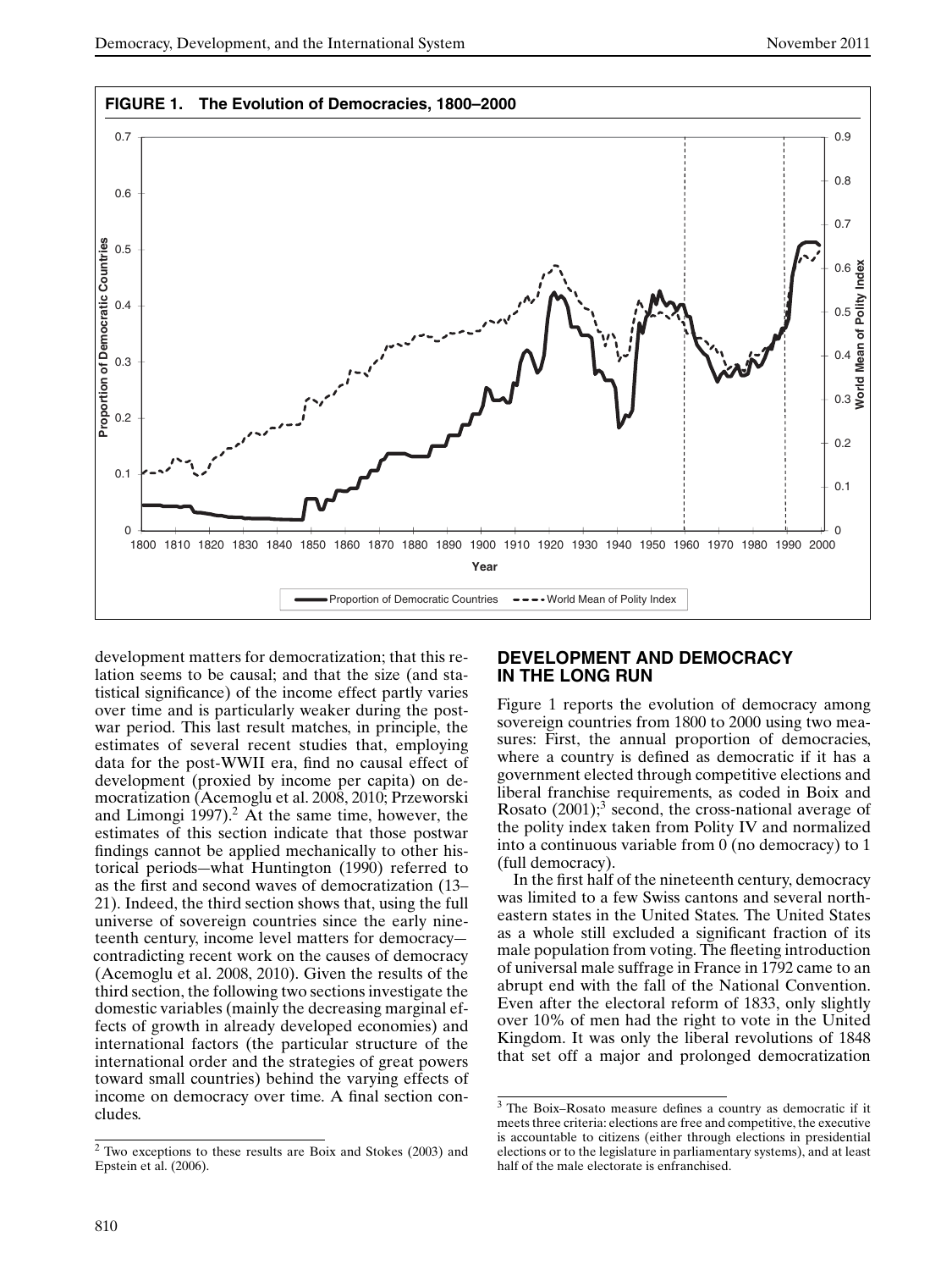**FIGURE 1. The Evolution of Democracies, 1800–2000**

development matters for democratization; that this relation seems to be causal; and that the size (and statistical significance) of the income effect partly varies over time and is particularly weaker during the postwar period. This last result matches, in principle, the estimates of several recent studies that, employing data for the post-WWII era, find no causal effect of development (proxied by income per capita) on democratization (Acemoglu et al. 2008, 2010; Przeworski and Limongi 1997).[2] At the same time, however, the estimates of this section indicate that those postwar findings cannot be applied mechanically to other historical periods—what Huntington (1990) referred to as the first and second waves of democratization (13–21). Indeed, the third section shows that, using the full universe of sovereign countries since the early nineteenth century, income level matters for democracy—contradicting recent work on the causes of democracy (Acemoglu et al. 2008, 2010). Given the results of the third section, the following two sections investigate the domestic variables (mainly the decreasing marginal effects of growth in already developed economies) and international factors (the particular structure of the international order and the strategies of great powers toward small countries) behind the varying effects of income on democracy over time. A final section concludes.

[2] Two exceptions to these results are Boix and Stokes (2003) and Epstein et al. (2006).

## DEVELOPMENT AND DEMOCRACY IN THE LONG RUN

Figure 1 reports the evolution of democracy among sovereign countries from 1800 to 2000 using two measures: First, the annual proportion of democracies, where a country is defined as democratic if it has a government elected through competitive elections and liberal franchise requirements, as coded in Boix and Rosato (2001);[3] second, the cross-national average of the polity index taken from Polity IV and normalized into a continuous variable from 0 (no democracy) to 1 (full democracy).

In the first half of the nineteenth century, democracy was limited to a few Swiss cantons and several northeastern states in the United States. The United States as a whole still excluded a significant fraction of its male population from voting. The fleeting introduction of universal male suffrage in France in 1792 came to an abrupt end with the fall of the National Convention. Even after the electoral reform of 1833, only slightly over 10% of men had the right to vote in the United Kingdom. It was only the liberal revolutions of 1848 that set off a major and prolonged democratization

[3] The Boix–Rosato measure defines a country as democratic if it meets three criteria: elections are free and competitive, the executive is accountable to citizens (either through elections in presidential elections or to the legislature in parliamentary systems), and at least half of the male electorate is enfranchised.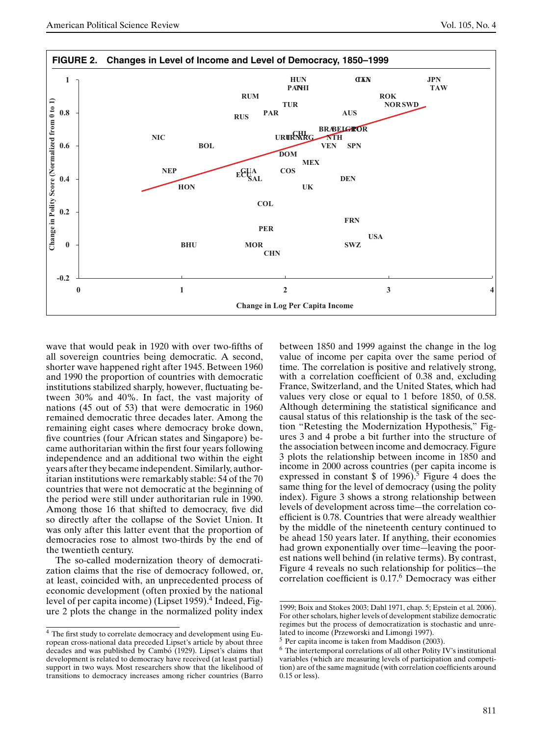**FIGURE 2. Changes in Level of Income and Level of Democracy, 1850–1999**

wave that would peak in 1920 with over two-fifths of all sovereign countries being democratic. A second, shorter wave happened right after 1945. Between 1960 and 1990 the proportion of countries with democratic institutions stabilized sharply, however, fluctuating between 30% and 40%. In fact, the vast majority of nations (45 out of 53) that were democratic in 1960 remained democratic three decades later. Among the remaining eight cases where democracy broke down, five countries (four African states and Singapore) became authoritarian within the first four years following independence and an additional two within the eight years after they became independent. Similarly, authoritarian institutions were remarkably stable: 54 of the 70 countries that were not democratic at the beginning of the period were still under authoritarian rule in 1990. Among those 16 that shifted to democracy, five did so directly after the collapse of the Soviet Union. It was only after this latter event that the proportion of democracies rose to almost two-thirds by the end of the twentieth century.

The so-called modernization theory of democratization claims that the rise of democracy followed, or, at least, coincided with, an unprecedented process of economic development (often proxied by the national level of per capita income) (Lipset 1959).[4] Indeed, Figure 2 plots the change in the normalized polity index between 1850 and 1999 against the change in the log value of income per capita over the same period of time. The correlation is positive and relatively strong, with a correlation coefficient of 0.38 and, excluding France, Switzerland, and the United States, which had values very close or equal to 1 before 1850, of 0.58. Although determining the statistical significance and causal status of this relationship is the task of the section "Retesting the Modernization Hypothesis," Figures 3 and 4 probe a bit further into the structure of the association between income and democracy. Figure 3 plots the relationship between income in 1850 and income in 2000 across countries (per capita income is expressed in constant $ of 1996).[5] Figure 4 does the same thing for the level of democracy (using the polity index). Figure 3 shows a strong relationship between levels of development across time—the correlation coefficient is 0.78. Countries that were already wealthier by the middle of the nineteenth century continued to be ahead 150 years later. If anything, their economies had grown exponentially over time—leaving the poorest nations well behind (in relative terms). By contrast, Figure 4 reveals no such relationship for politics—the correlation coefficient is 0.17.[6] Democracy was either

[4] The first study to correlate democracy and development using European cross-national data preceded Lipset's article by about three decades and was published by Cambó (1929). Lipset's claims that development is related to democracy have received (at least partial) support in two ways. Most researchers show that the likelihood of transitions to democracy increases among richer countries (Barro 1999; Boix and Stokes 2003; Dahl 1971, chap. 5; Epstein et al. 2006). For other scholars, higher levels of development stabilize democratic regimes but the process of democratization is stochastic and unrelated to income (Przeworski and Limongi 1997).

[5] Per capita income is taken from Maddison (2003).

[6] The intertemporal correlations of all other Polity IV's institutional variables (which are measuring levels of participation and competition) are of the same magnitude (with correlation coefficients around 0.15 or less).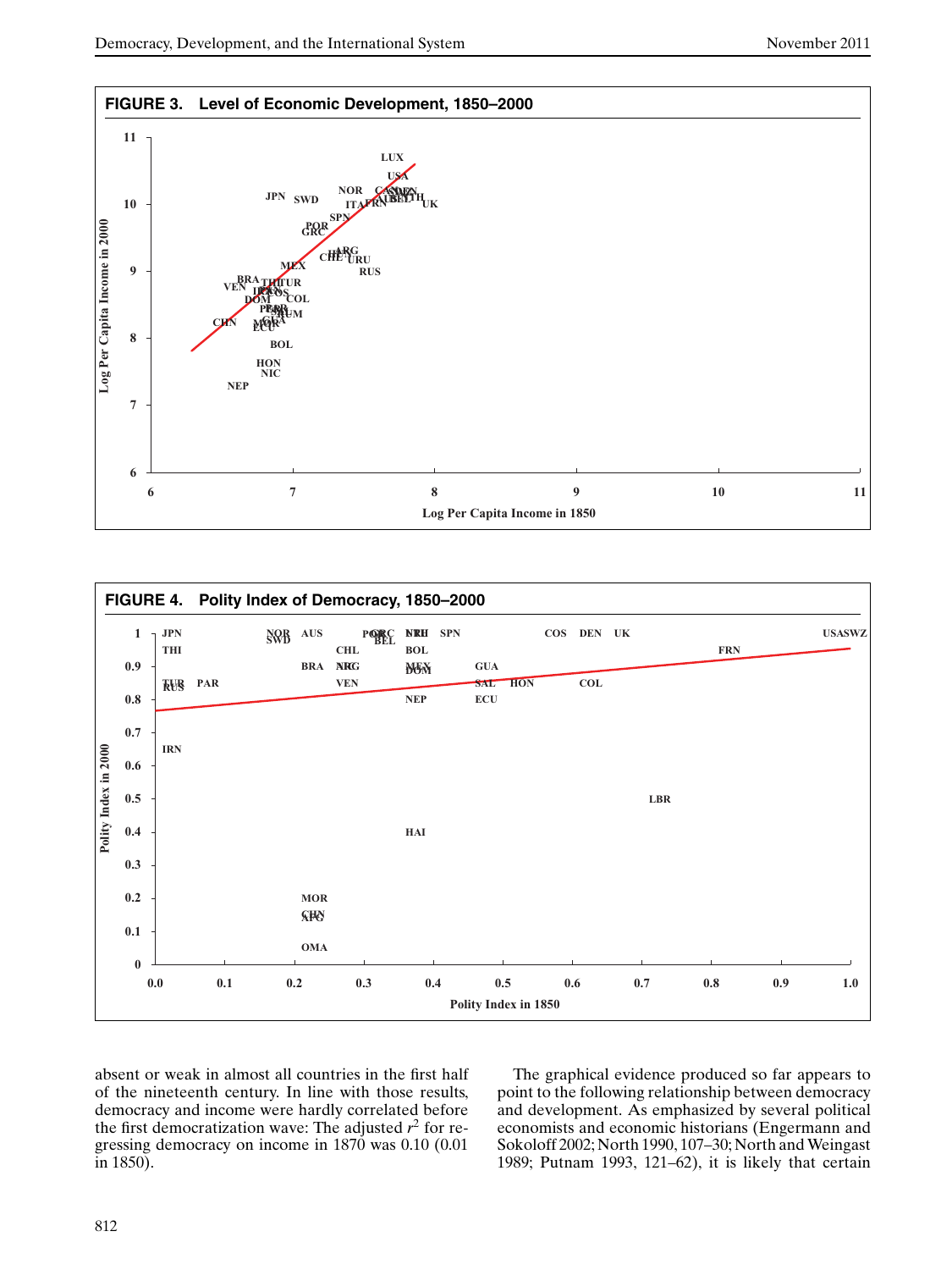**FIGURE 3. Level of Economic Development, 1850–2000**

**FIGURE 4. Polity Index of Democracy, 1850–2000**

absent or weak in almost all countries in the first half of the nineteenth century. In line with those results, democracy and income were hardly correlated before the first democratization wave: The adjusted $r^2$ for regressing democracy on income in 1870 was 0.10 (0.01 in 1850).

The graphical evidence produced so far appears to point to the following relationship between democracy and development. As emphasized by several political economists and economic historians (Engermann and Sokoloff 2002; North 1990, 107–30; North and Weingast 1989; Putnam 1993, 121–62), it is likely that certain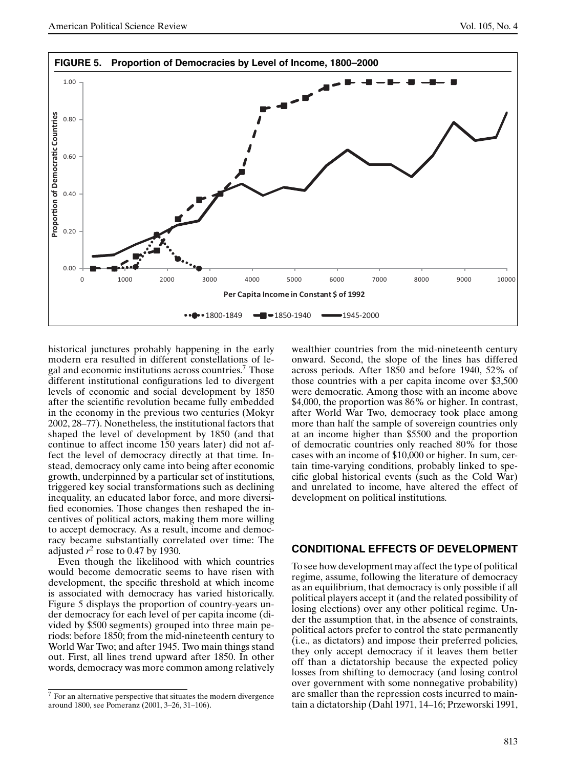**FIGURE 5. Proportion of Democracies by Level of Income, 1800–2000**

historical junctures probably happening in the early modern era resulted in different constellations of legal and economic institutions across countries.[7] Those different institutional configurations led to divergent levels of economic and social development by 1850 after the scientific revolution became fully embedded in the economy in the previous two centuries (Mokyr 2002, 28–77). Nonetheless, the institutional factors that shaped the level of development by 1850 (and that continue to affect income 150 years later) did not affect the level of democracy directly at that time. Instead, democracy only came into being after economic growth, underpinned by a particular set of institutions, triggered key social transformations such as declining inequality, an educated labor force, and more diversified economies. Those changes then reshaped the incentives of political actors, making them more willing to accept democracy. As a result, income and democracy became substantially correlated over time: The adjusted $r^2$ rose to 0.47 by 1930.

Even though the likelihood with which countries would become democratic seems to have risen with development, the specific threshold at which income is associated with democracy has varied historically. Figure 5 displays the proportion of country-years under democracy for each level of per capita income (divided by \$500 segments) grouped into three main periods: before 1850; from the mid-nineteenth century to World War Two; and after 1945. Two main things stand out. First, all lines trend upward after 1850. In other words, democracy was more common among relatively wealthier countries from the mid-nineteenth century onward. Second, the slope of the lines has differed across periods. After 1850 and before 1940, 52% of those countries with a per capita income over \$3,500 were democratic. Among those with an income above \$4,000, the proportion was 86% or higher. In contrast, after World War Two, democracy took place among more than half the sample of sovereign countries only at an income higher than \$5500 and the proportion of democratic countries only reached 80% for those cases with an income of \$10,000 or higher. In sum, certain time-varying conditions, probably linked to specific global historical events (such as the Cold War) and unrelated to income, have altered the effect of development on political institutions.

## CONDITIONAL EFFECTS OF DEVELOPMENT

To see how development may affect the type of political regime, assume, following the literature of democracy as an equilibrium, that democracy is only possible if all political players accept it (and the related possibility of losing elections) over any other political regime. Under the assumption that, in the absence of constraints, political actors prefer to control the state permanently (i.e., as dictators) and impose their preferred policies, they only accept democracy if it leaves them better off than a dictatorship because the expected policy losses from shifting to democracy (and losing control over government with some nonnegative probability) are smaller than the repression costs incurred to maintain a dictatorship (Dahl 1971, 14–16; Przeworski 1991,

---

[7] For an alternative perspective that situates the modern divergence around 1800, see Pomeranz (2001, 3–26, 31–106).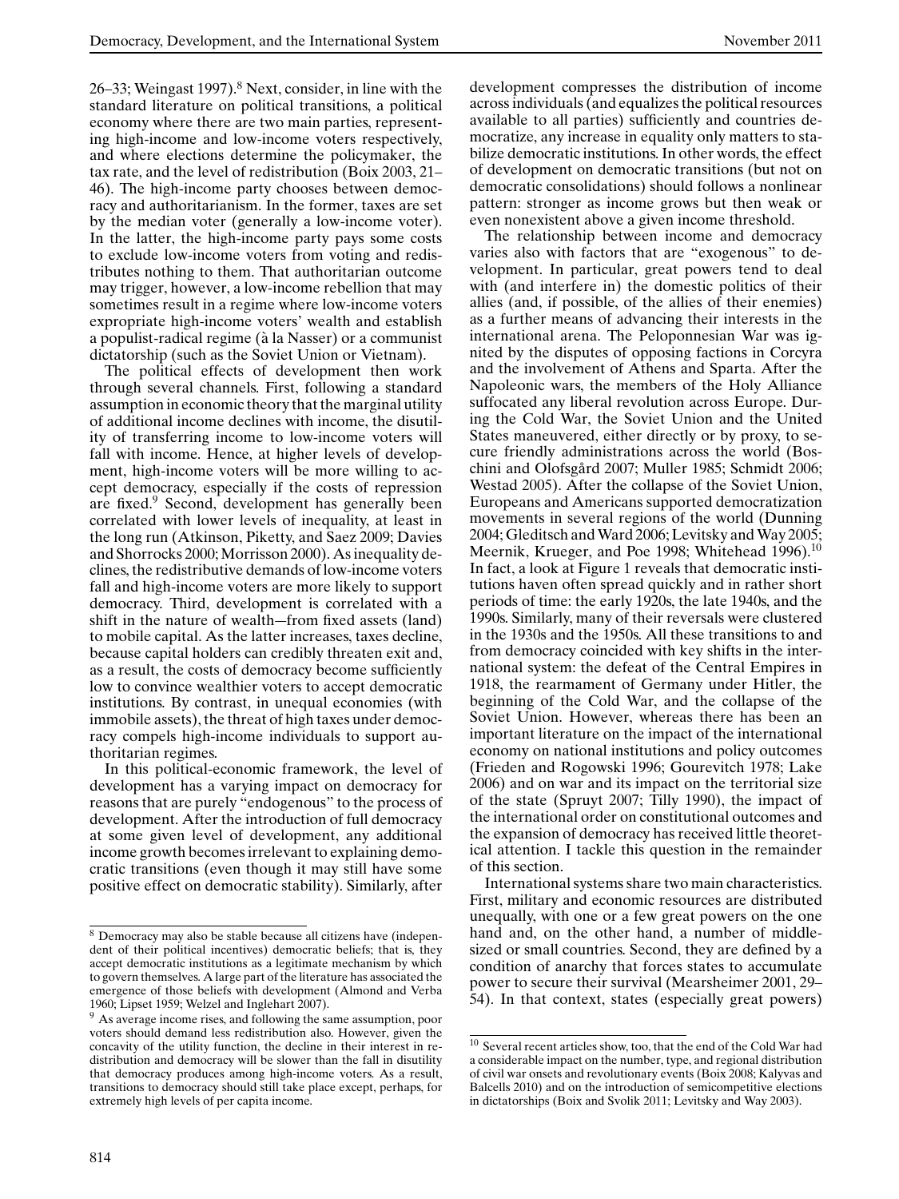26–33; Weingast 1997).[8] Next, consider, in line with the standard literature on political transitions, a political economy where there are two main parties, representing high-income and low-income voters respectively, and where elections determine the policymaker, the tax rate, and the level of redistribution (Boix 2003, 21–46). The high-income party chooses between democracy and authoritarianism. In the former, taxes are set by the median voter (generally a low-income voter). In the latter, the high-income party pays some costs to exclude low-income voters from voting and redistributes nothing to them. That authoritarian outcome may trigger, however, a low-income rebellion that may sometimes result in a regime where low-income voters expropriate high-income voters' wealth and establish a populist-radical regime (à la Nasser) or a communist dictatorship (such as the Soviet Union or Vietnam).

The political effects of development then work through several channels. First, following a standard assumption in economic theory that the marginal utility of additional income declines with income, the disutility of transferring income to low-income voters will fall with income. Hence, at higher levels of development, high-income voters will be more willing to accept democracy, especially if the costs of repression are fixed.[9] Second, development has generally been correlated with lower levels of inequality, at least in the long run (Atkinson, Piketty, and Saez 2009; Davies and Shorrocks 2000; Morrisson 2000). As inequality declines, the redistributive demands of low-income voters fall and high-income voters are more likely to support democracy. Third, development is correlated with a shift in the nature of wealth—from fixed assets (land) to mobile capital. As the latter increases, taxes decline, because capital holders can credibly threaten exit and, as a result, the costs of democracy become sufficiently low to convince wealthier voters to accept democratic institutions. By contrast, in unequal economies (with immobile assets), the threat of high taxes under democracy compels high-income individuals to support authoritarian regimes.

In this political-economic framework, the level of development has a varying impact on democracy for reasons that are purely "endogenous" to the process of development. After the introduction of full democracy at some given level of development, any additional income growth becomes irrelevant to explaining democratic transitions (even though it may still have some positive effect on democratic stability). Similarly, after development compresses the distribution of income across individuals (and equalizes the political resources available to all parties) sufficiently and countries democratize, any increase in equality only matters to stabilize democratic institutions. In other words, the effect of development on democratic transitions (but not on democratic consolidations) should follows a nonlinear pattern: stronger as income grows but then weak or even nonexistent above a given income threshold.

The relationship between income and democracy varies also with factors that are "exogenous" to development. In particular, great powers tend to deal with (and interfere in) the domestic politics of their allies (and, if possible, of the allies of their enemies) as a further means of advancing their interests in the international arena. The Peloponnesian War was ignited by the disputes of opposing factions in Corcyra and the involvement of Athens and Sparta. After the Napoleonic wars, the members of the Holy Alliance suffocated any liberal revolution across Europe. During the Cold War, the Soviet Union and the United States maneuvered, either directly or by proxy, to secure friendly administrations across the world (Boschini and Olofsgård 2007; Muller 1985; Schmidt 2006; Westad 2005). After the collapse of the Soviet Union, Europeans and Americans supported democratization movements in several regions of the world (Dunning 2004; Gleditsch and Ward 2006; Levitsky and Way 2005; Meernik, Krueger, and Poe 1998; Whitehead 1996).[10] In fact, a look at Figure 1 reveals that democratic institutions haven often spread quickly and in rather short periods of time: the early 1920s, the late 1940s, and the 1990s. Similarly, many of their reversals were clustered in the 1930s and the 1950s. All these transitions to and from democracy coincided with key shifts in the international system: the defeat of the Central Empires in 1918, the rearmament of Germany under Hitler, the beginning of the Cold War, and the collapse of the Soviet Union. However, whereas there has been an important literature on the impact of the international economy on national institutions and policy outcomes (Frieden and Rogowski 1996; Gourevitch 1978; Lake 2006) and on war and its impact on the territorial size of the state (Spruyt 2007; Tilly 1990), the impact of the international order on constitutional outcomes and the expansion of democracy has received little theoretical attention. I tackle this question in the remainder of this section.

International systems share two main characteristics. First, military and economic resources are distributed unequally, with one or a few great powers on the one hand and, on the other hand, a number of middle-sized or small countries. Second, they are defined by a condition of anarchy that forces states to accumulate power to secure their survival (Mearsheimer 2001, 29–54). In that context, states (especially great powers)

[8] Democracy may also be stable because all citizens have (independent of their political incentives) democratic beliefs; that is, they accept democratic institutions as a legitimate mechanism by which to govern themselves. A large part of the literature has associated the emergence of those beliefs with development (Almond and Verba 1960; Lipset 1959; Welzel and Inglehart 2007).

[9] As average income rises, and following the same assumption, poor voters should demand less redistribution also. However, given the concavity of the utility function, the decline in their interest in redistribution and democracy will be slower than the fall in disutility that democracy produces among high-income voters. As a result, transitions to democracy should still take place except, perhaps, for extremely high levels of per capita income.

[10] Several recent articles show, too, that the end of the Cold War had a considerable impact on the number, type, and regional distribution of civil war onsets and revolutionary events (Boix 2008; Kalyvas and Balcells 2010) and on the introduction of semicompetitive elections in dictatorships (Boix and Svolik 2011; Levitsky and Way 2003).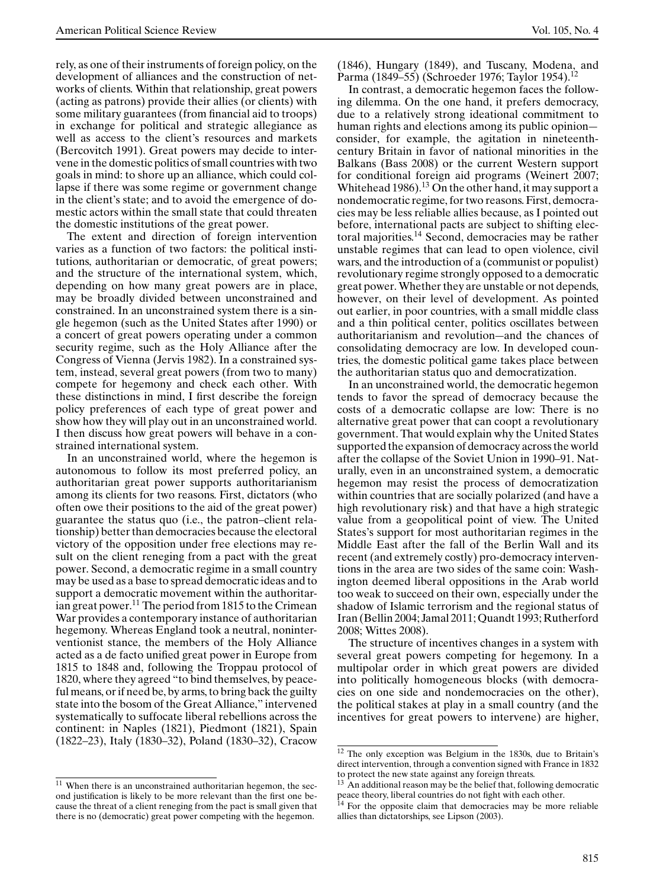rely, as one of their instruments of foreign policy, on the development of alliances and the construction of networks of clients. Within that relationship, great powers (acting as patrons) provide their allies (or clients) with some military guarantees (from financial aid to troops) in exchange for political and strategic allegiance as well as access to the client's resources and markets (Bercovitch 1991). Great powers may decide to intervene in the domestic politics of small countries with two goals in mind: to shore up an alliance, which could collapse if there was some regime or government change in the client's state; and to avoid the emergence of domestic actors within the small state that could threaten the domestic institutions of the great power.

The extent and direction of foreign intervention varies as a function of two factors: the political institutions, authoritarian or democratic, of great powers; and the structure of the international system, which, depending on how many great powers are in place, may be broadly divided between unconstrained and constrained. In an unconstrained system there is a single hegemon (such as the United States after 1990) or a concert of great powers operating under a common security regime, such as the Holy Alliance after the Congress of Vienna (Jervis 1982). In a constrained system, instead, several great powers (from two to many) compete for hegemony and check each other. With these distinctions in mind, I first describe the foreign policy preferences of each type of great power and show how they will play out in an unconstrained world. I then discuss how great powers will behave in a constrained international system.

In an unconstrained world, where the hegemon is autonomous to follow its most preferred policy, an authoritarian great power supports authoritarianism among its clients for two reasons. First, dictators (who often owe their positions to the aid of the great power) guarantee the status quo (i.e., the patron–client relationship) better than democracies because the electoral victory of the opposition under free elections may result on the client reneging from a pact with the great power. Second, a democratic regime in a small country may be used as a base to spread democratic ideas and to support a democratic movement within the authoritarian great power.[11] The period from 1815 to the Crimean War provides a contemporary instance of authoritarian hegemony. Whereas England took a neutral, noninterventionist stance, the members of the Holy Alliance acted as a de facto unified great power in Europe from 1815 to 1848 and, following the Troppau protocol of 1820, where they agreed "to bind themselves, by peaceful means, or if need be, by arms, to bring back the guilty state into the bosom of the Great Alliance," intervened systematically to suffocate liberal rebellions across the continent: in Naples (1821), Piedmont (1821), Spain (1822–23), Italy (1830–32), Poland (1830–32), Cracow (1846), Hungary (1849), and Tuscany, Modena, and Parma (1849–55) (Schroeder 1976; Taylor 1954).[12]

In contrast, a democratic hegemon faces the following dilemma. On the one hand, it prefers democracy, due to a relatively strong ideational commitment to human rights and elections among its public opinion—consider, for example, the agitation in nineteenth-century Britain in favor of national minorities in the Balkans (Bass 2008) or the current Western support for conditional foreign aid programs (Weinert 2007; Whitehead 1986).[13] On the other hand, it may support a nondemocratic regime, for two reasons. First, democracies may be less reliable allies because, as I pointed out before, international pacts are subject to shifting electoral majorities.[14] Second, democracies may be rather unstable regimes that can lead to open violence, civil wars, and the introduction of a (communist or populist) revolutionary regime strongly opposed to a democratic great power. Whether they are unstable or not depends, however, on their level of development. As pointed out earlier, in poor countries, with a small middle class and a thin political center, politics oscillates between authoritarianism and revolution—and the chances of consolidating democracy are low. In developed countries, the domestic political game takes place between the authoritarian status quo and democratization.

In an unconstrained world, the democratic hegemon tends to favor the spread of democracy because the costs of a democratic collapse are low: There is no alternative great power that can coopt a revolutionary government. That would explain why the United States supported the expansion of democracy across the world after the collapse of the Soviet Union in 1990–91. Naturally, even in an unconstrained system, a democratic hegemon may resist the process of democratization within countries that are socially polarized (and have a high revolutionary risk) and that have a high strategic value from a geopolitical point of view. The United States's support for most authoritarian regimes in the Middle East after the fall of the Berlin Wall and its recent (and extremely costly) pro-democracy interventions in the area are two sides of the same coin: Washington deemed liberal oppositions in the Arab world too weak to succeed on their own, especially under the shadow of Islamic terrorism and the regional status of Iran (Bellin 2004; Jamal 2011; Quandt 1993; Rutherford 2008; Wittes 2008).

The structure of incentives changes in a system with several great powers competing for hegemony. In a multipolar order in which great powers are divided into politically homogeneous blocks (with democracies on one side and nondemocracies on the other), the political stakes at play in a small country (and the incentives for great powers to intervene) are higher,

[11] When there is an unconstrained authoritarian hegemon, the second justification is likely to be more relevant than the first one because the threat of a client reneging from the pact is small given that there is no (democratic) great power competing with the hegemon.

[12] The only exception was Belgium in the 1830s, due to Britain's direct intervention, through a convention signed with France in 1832 to protect the new state against any foreign threats.

[13] An additional reason may be the belief that, following democratic peace theory, liberal countries do not fight with each other.

[14] For the opposite claim that democracies may be more reliable allies than dictatorships, see Lipson (2003).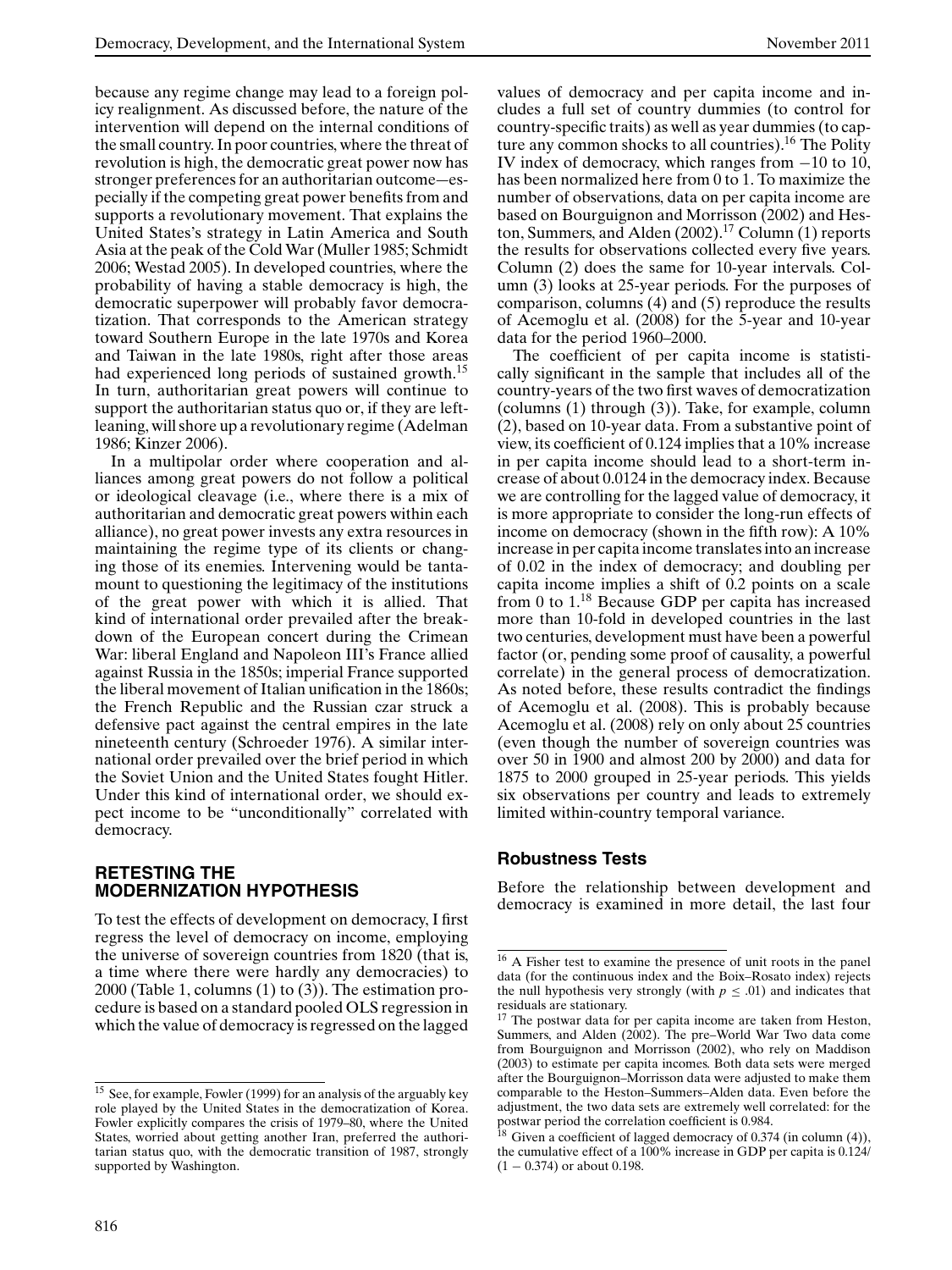because any regime change may lead to a foreign policy realignment. As discussed before, the nature of the intervention will depend on the internal conditions of the small country. In poor countries, where the threat of revolution is high, the democratic great power now has stronger preferences for an authoritarian outcome—especially if the competing great power benefits from and supports a revolutionary movement. That explains the United States's strategy in Latin America and South Asia at the peak of the Cold War (Muller 1985; Schmidt 2006; Westad 2005). In developed countries, where the probability of having a stable democracy is high, the democratic superpower will probably favor democratization. That corresponds to the American strategy toward Southern Europe in the late 1970s and Korea and Taiwan in the late 1980s, right after those areas had experienced long periods of sustained growth.[15] In turn, authoritarian great powers will continue to support the authoritarian status quo or, if they are left-leaning, will shore up a revolutionary regime (Adelman 1986; Kinzer 2006).

In a multipolar order where cooperation and alliances among great powers do not follow a political or ideological cleavage (i.e., where there is a mix of authoritarian and democratic great powers within each alliance), no great power invests any extra resources in maintaining the regime type of its clients or changing those of its enemies. Intervening would be tantamount to questioning the legitimacy of the institutions of the great power with which it is allied. That kind of international order prevailed after the breakdown of the European concert during the Crimean War: liberal England and Napoleon III's France allied against Russia in the 1850s; imperial France supported the liberal movement of Italian unification in the 1860s; the French Republic and the Russian czar struck a defensive pact against the central empires in the late nineteenth century (Schroeder 1976). A similar international order prevailed over the brief period in which the Soviet Union and the United States fought Hitler. Under this kind of international order, we should expect income to be "unconditionally" correlated with democracy.

## RETESTING THE MODERNIZATION HYPOTHESIS

To test the effects of development on democracy, I first regress the level of democracy on income, employing the universe of sovereign countries from 1820 (that is, a time where there were hardly any democracies) to 2000 (Table 1, columns (1) to (3)). The estimation procedure is based on a standard pooled OLS regression in which the value of democracy is regressed on the lagged values of democracy and per capita income and includes a full set of country dummies (to control for country-specific traits) as well as year dummies (to capture any common shocks to all countries).[16] The Polity IV index of democracy, which ranges from −10 to 10, has been normalized here from 0 to 1. To maximize the number of observations, data on per capita income are based on Bourguignon and Morrisson (2002) and Heston, Summers, and Alden (2002).[17] Column (1) reports the results for observations collected every five years. Column (2) does the same for 10-year intervals. Column (3) looks at 25-year periods. For the purposes of comparison, columns (4) and (5) reproduce the results of Acemoglu et al. (2008) for the 5-year and 10-year data for the period 1960–2000.

The coefficient of per capita income is statistically significant in the sample that includes all of the country-years of the two first waves of democratization (columns (1) through (3)). Take, for example, column (2), based on 10-year data. From a substantive point of view, its coefficient of 0.124 implies that a 10% increase in per capita income should lead to a short-term increase of about 0.0124 in the democracy index. Because we are controlling for the lagged value of democracy, it is more appropriate to consider the long-run effects of income on democracy (shown in the fifth row): A 10% increase in per capita income translates into an increase of 0.02 in the index of democracy; and doubling per capita income implies a shift of 0.2 points on a scale from 0 to 1.[18] Because GDP per capita has increased more than 10-fold in developed countries in the last two centuries, development must have been a powerful factor (or, pending some proof of causality, a powerful correlate) in the general process of democratization. As noted before, these results contradict the findings of Acemoglu et al. (2008). This is probably because Acemoglu et al. (2008) rely on only about 25 countries (even though the number of sovereign countries was over 50 in 1900 and almost 200 by 2000) and data for 1875 to 2000 grouped in 25-year periods. This yields six observations per country and leads to extremely limited within-country temporal variance.

### Robustness Tests

Before the relationship between development and democracy is examined in more detail, the last four

---

[15] See, for example, Fowler (1999) for an analysis of the arguably key role played by the United States in the democratization of Korea. Fowler explicitly compares the crisis of 1979–80, where the United States, worried about getting another Iran, preferred the authoritarian status quo, with the democratic transition of 1987, strongly supported by Washington.

[16] A Fisher test to examine the presence of unit roots in the panel data (for the continuous index and the Boix–Rosato index) rejects the null hypothesis very strongly (with $p \leq .01$) and indicates that residuals are stationary.

[17] The postwar data for per capita income are taken from Heston, Summers, and Alden (2002). The pre–World War Two data come from Bourguignon and Morrisson (2002), who rely on Maddison (2003) to estimate per capita incomes. Both data sets were merged after the Bourguignon–Morrisson data were adjusted to make them comparable to the Heston–Summers–Alden data. Even before the adjustment, the two data sets are extremely well correlated: for the postwar period the correlation coefficient is 0.984.

[18] Given a coefficient of lagged democracy of 0.374 (in column (4)), the cumulative effect of a 100% increase in GDP per capita is $0.124/(1 - 0.374)$ or about 0.198.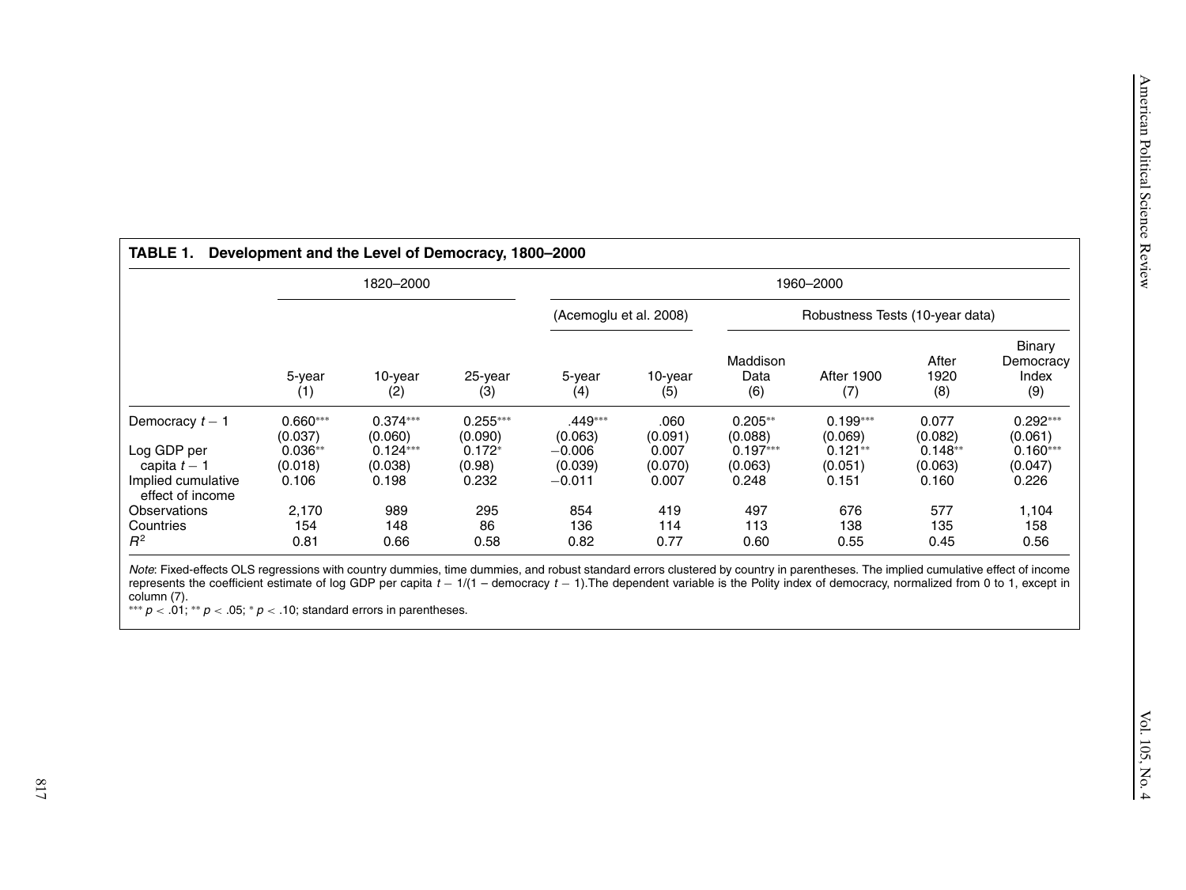**TABLE 1. Development and the Level of Democracy, 1800–2000**

| | 1820–2000 | | | 1960–2000 | | | | | |
|---|---|---|---|---|---|---|---|---|---|
| | | | | (Acemoglu et al. 2008) | | Robustness Tests (10-year data) | | | |
| | 5-year (1) | 10-year (2) | 25-year (3) | 5-year (4) | 10-year (5) | Maddison Data (6) | After 1900 (7) | After 1920 (8) | Binary Democracy Index (9) |
| Democracy $t-1$ | 0.660*** | 0.374*** | 0.255*** | .449*** | .060 | 0.205** | 0.199*** | 0.077 | 0.292*** |
| | (0.037) | (0.060) | (0.090) | (0.063) | (0.091) | (0.088) | (0.069) | (0.082) | (0.061) |
| Log GDP per capita $t-1$ | 0.036** | 0.124*** | 0.172* | −0.006 | 0.007 | 0.197*** | 0.121** | 0.148** | 0.160*** |
| | (0.018) | (0.038) | (0.98) | (0.039) | (0.070) | (0.063) | (0.051) | (0.063) | (0.047) |
| Implied cumulative effect of income | 0.106 | 0.198 | 0.232 | −0.011 | 0.007 | 0.248 | 0.151 | 0.160 | 0.226 |
| Observations | 2,170 | 989 | 295 | 854 | 419 | 497 | 676 | 577 | 1,104 |
| Countries | 154 | 148 | 86 | 136 | 114 | 113 | 138 | 135 | 158 |
| $R^2$ | 0.81 | 0.66 | 0.58 | 0.82 | 0.77 | 0.60 | 0.55 | 0.45 | 0.56 |

*Note*: Fixed-effects OLS regressions with country dummies, time dummies, and robust standard errors clustered by country in parentheses. The implied cumulative effect of income represents the coefficient estimate of log GDP per capita $t-1/(1-$ democracy $t-1)$.The dependent variable is the Polity index of democracy, normalized from 0 to 1, except in column (7).

*** $p < .01$; ** $p < .05$; * $p < .10$; standard errors in parentheses.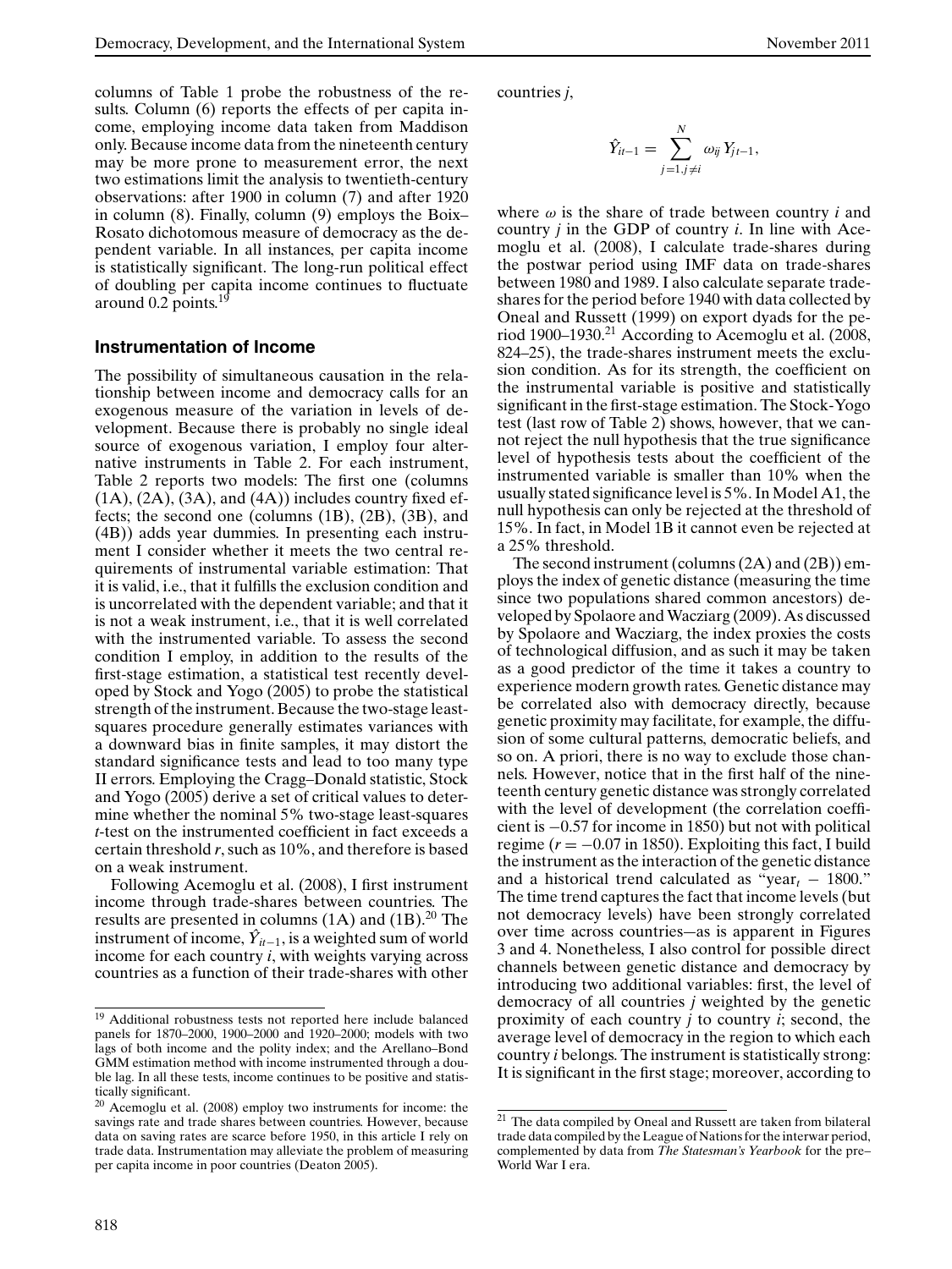columns of Table 1 probe the robustness of the results. Column (6) reports the effects of per capita income, employing income data taken from Maddison only. Because income data from the nineteenth century may be more prone to measurement error, the next two estimations limit the analysis to twentieth-century observations: after 1900 in column (7) and after 1920 in column (8). Finally, column (9) employs the Boix–Rosato dichotomous measure of democracy as the dependent variable. In all instances, per capita income is statistically significant. The long-run political effect of doubling per capita income continues to fluctuate around 0.2 points.[19]

## Instrumentation of Income

The possibility of simultaneous causation in the relationship between income and democracy calls for an exogenous measure of the variation in levels of development. Because there is probably no single ideal source of exogenous variation, I employ four alternative instruments in Table 2. For each instrument, Table 2 reports two models: The first one (columns (1A), (2A), (3A), and (4A)) includes country fixed effects; the second one (columns (1B), (2B), (3B), and (4B)) adds year dummies. In presenting each instrument I consider whether it meets the two central requirements of instrumental variable estimation: That it is valid, i.e., that it fulfills the exclusion condition and is uncorrelated with the dependent variable; and that it is not a weak instrument, i.e., that it is well correlated with the instrumented variable. To assess the second condition I employ, in addition to the results of the first-stage estimation, a statistical test recently developed by Stock and Yogo (2005) to probe the statistical strength of the instrument. Because the two-stage least-squares procedure generally estimates variances with a downward bias in finite samples, it may distort the standard significance tests and lead to too many type II errors. Employing the Cragg–Donald statistic, Stock and Yogo (2005) derive a set of critical values to determine whether the nominal 5% two-stage least-squares *t*-test on the instrumented coefficient in fact exceeds a certain threshold *r*, such as 10%, and therefore is based on a weak instrument.

Following Acemoglu et al. (2008), I first instrument income through trade-shares between countries. The results are presented in columns (1A) and (1B).[20] The instrument of income, $\hat{Y}_{it-1}$, is a weighted sum of world income for each country *i*, with weights varying across countries as a function of their trade-shares with other countries *j*,

$$\hat{Y}_{it-1} = \sum_{j=1, j \neq i}^{N} \omega_{ij} Y_{jt-1},$$

where $\omega$ is the share of trade between country *i* and country *j* in the GDP of country *i*. In line with Acemoglu et al. (2008), I calculate trade-shares during the postwar period using IMF data on trade-shares between 1980 and 1989. I also calculate separate trade-shares for the period before 1940 with data collected by Oneal and Russett (1999) on export dyads for the period 1900–1930.[21] According to Acemoglu et al. (2008, 824–25), the trade-shares instrument meets the exclusion condition. As for its strength, the coefficient on the instrumental variable is positive and statistically significant in the first-stage estimation. The Stock-Yogo test (last row of Table 2) shows, however, that we cannot reject the null hypothesis that the true significance level of hypothesis tests about the coefficient of the instrumented variable is smaller than 10% when the usually stated significance level is 5%. In Model A1, the null hypothesis can only be rejected at the threshold of 15%. In fact, in Model 1B it cannot even be rejected at a 25% threshold.

The second instrument (columns (2A) and (2B)) employs the index of genetic distance (measuring the time since two populations shared common ancestors) developed by Spolaore and Wacziarg (2009). As discussed by Spolaore and Wacziarg, the index proxies the costs of technological diffusion, and as such it may be taken as a good predictor of the time it takes a country to experience modern growth rates. Genetic distance may be correlated also with democracy directly, because genetic proximity may facilitate, for example, the diffusion of some cultural patterns, democratic beliefs, and so on. A priori, there is no way to exclude those channels. However, notice that in the first half of the nineteenth century genetic distance was strongly correlated with the level of development (the correlation coefficient is −0.57 for income in 1850) but not with political regime ($r = -0.07$ in 1850). Exploiting this fact, I build the instrument as the interaction of the genetic distance and a historical trend calculated as "year$_t$ − 1800." The time trend captures the fact that income levels (but not democracy levels) have been strongly correlated over time across countries—as is apparent in Figures 3 and 4. Nonetheless, I also control for possible direct channels between genetic distance and democracy by introducing two additional variables: first, the level of democracy of all countries *j* weighted by the genetic proximity of each country *j* to country *i*; second, the average level of democracy in the region to which each country *i* belongs. The instrument is statistically strong: It is significant in the first stage; moreover, according to

---

[19] Additional robustness tests not reported here include balanced panels for 1870–2000, 1900–2000 and 1920–2000; models with two lags of both income and the polity index; and the Arellano–Bond GMM estimation method with income instrumented through a double lag. In all these tests, income continues to be positive and statistically significant.

[20] Acemoglu et al. (2008) employ two instruments for income: the savings rate and trade shares between countries. However, because data on saving rates are scarce before 1950, in this article I rely on trade data. Instrumentation may alleviate the problem of measuring per capita income in poor countries (Deaton 2005).

[21] The data compiled by Oneal and Russett are taken from bilateral trade data compiled by the League of Nations for the interwar period, complemented by data from *The Statesman's Yearbook* for the pre–World War I era.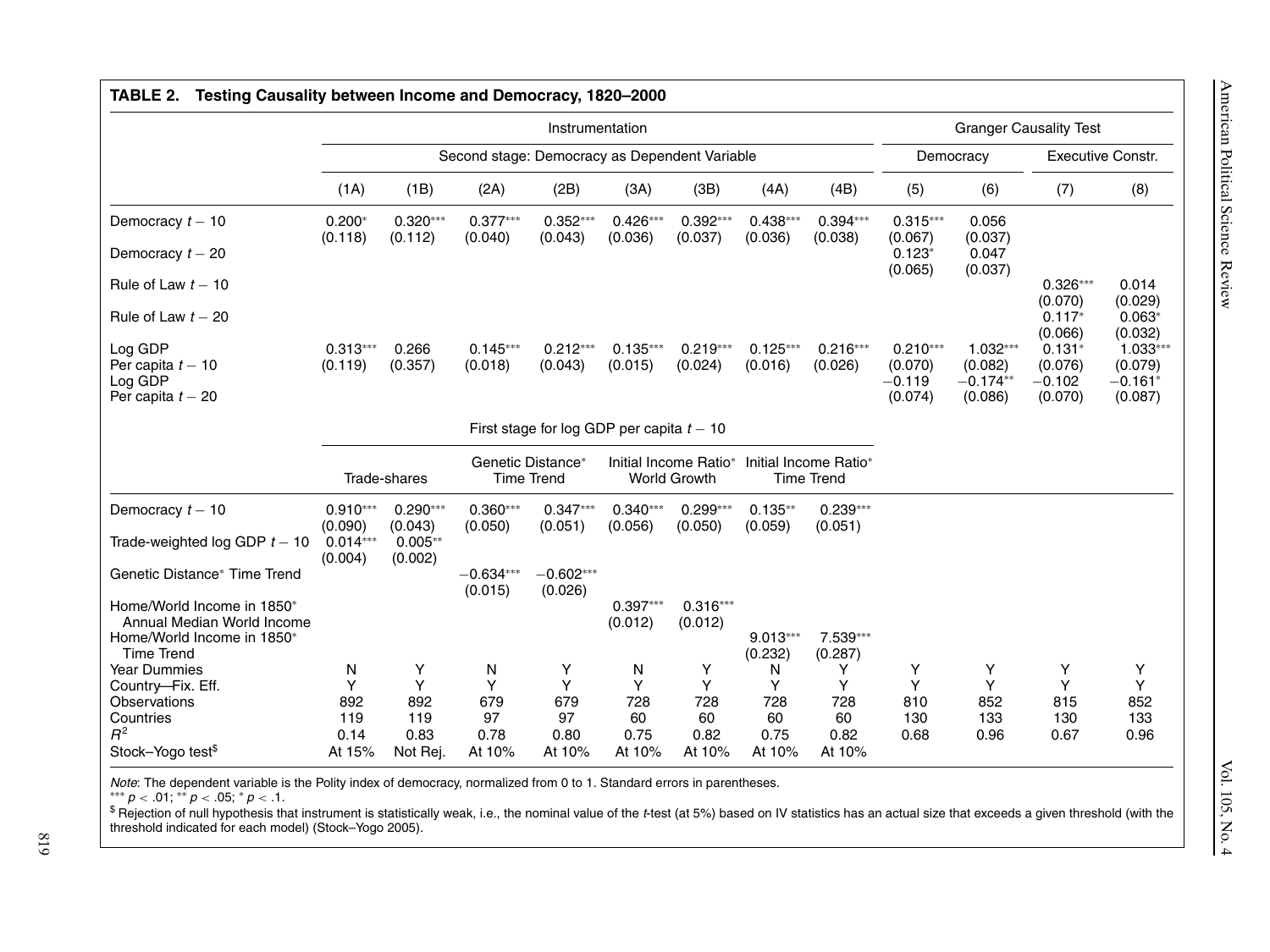**TABLE 2. Testing Causality between Income and Democracy, 1820–2000**

| | Instrumentation | | | | | | | | Granger Causality Test | | | |
|---|---|---|---|---|---|---|---|---|---|---|---|---|
| | Second stage: Democracy as Dependent Variable | | | | | | | | Democracy | | Executive Constr. | |
| | (1A) | (1B) | (2A) | (2B) | (3A) | (3B) | (4A) | (4B) | (5) | (6) | (7) | (8) |
| Democracy $t-10$ | 0.200* (0.118) | 0.320*** (0.112) | 0.377*** (0.040) | 0.352*** (0.043) | 0.426*** (0.036) | 0.392*** (0.037) | 0.438*** (0.036) | 0.394*** (0.038) | 0.315*** (0.067) | 0.056 (0.037) | | |
| Democracy $t-20$ | | | | | | | | | 0.123* (0.065) | 0.047 (0.037) | | |
| Rule of Law $t-10$ | | | | | | | | | | | 0.326*** (0.070) | 0.014 (0.029) |
| Rule of Law $t-20$ | | | | | | | | | | | 0.117* (0.066) | 0.063* (0.032) |
| Log GDP Per capita $t-10$ | 0.313*** (0.119) | 0.266 (0.357) | 0.145*** (0.018) | 0.212*** (0.043) | 0.135*** (0.015) | 0.219*** (0.024) | 0.125*** (0.016) | 0.216*** (0.026) | 0.210*** (0.070) | 1.032*** (0.082) | 0.131* (0.076) | 1.033*** (0.079) |
| Log GDP Per capita $t-20$ | | | | | | | | | −0.119 (0.074) | −0.174** (0.086) | −0.102 (0.070) | −0.161* (0.087) |
| | First stage for log GDP per capita $t-10$ | | | | | | | | | | | |
| | Trade-shares | | Genetic Distance* Time Trend | | Initial Income Ratio* World Growth | | Initial Income Ratio* Time Trend | | | | | |
| Democracy $t-10$ | 0.910*** (0.090) | 0.290*** (0.043) | 0.360*** (0.050) | 0.347*** (0.051) | 0.340*** (0.056) | 0.299*** (0.050) | 0.135** (0.059) | 0.239*** (0.051) | | | | |
| Trade-weighted log GDP $t-10$ | 0.014*** (0.004) | 0.005** (0.002) | | | | | | | | | | |
| Genetic Distance* Time Trend | | | −0.634*** (0.015) | −0.602*** (0.026) | | | | | | | | |
| Home/World Income in 1850* Annual Median World Income | | | | | 0.397*** (0.012) | 0.316*** (0.012) | | | | | | |
| Home/World Income in 1850* Time Trend | | | | | | | 9.013*** (0.232) | 7.539*** (0.287) | | | | |
| Year Dummies | N | Y | N | Y | N | Y | N | Y | Y | Y | Y | Y |
| Country—Fix. Eff. | Y | Y | Y | Y | Y | Y | Y | Y | Y | Y | Y | Y |
| Observations | 892 | 892 | 679 | 679 | 728 | 728 | 728 | 728 | 810 | 852 | 815 | 852 |
| Countries | 119 | 119 | 97 | 97 | 60 | 60 | 60 | 60 | 130 | 133 | 130 | 133 |
| $R^2$ | 0.14 | 0.83 | 0.78 | 0.80 | 0.75 | 0.82 | 0.75 | 0.82 | 0.68 | 0.96 | 0.67 | 0.96 |
| Stock–Yogo test$ | At 15% | Not Rej. | At 10% | At 10% | At 10% | At 10% | At 10% | At 10% | | | | |

*Note*: The dependent variable is the Polity index of democracy, normalized from 0 to 1. Standard errors in parentheses.
*** $p < .01$; ** $p < .05$; * $p < .1$.
$ Rejection of null hypothesis that instrument is statistically weak, i.e., the nominal value of the *t*-test (at 5%) based on IV statistics has an actual size that exceeds a given threshold (with the threshold indicated for each model) (Stock–Yogo 2005).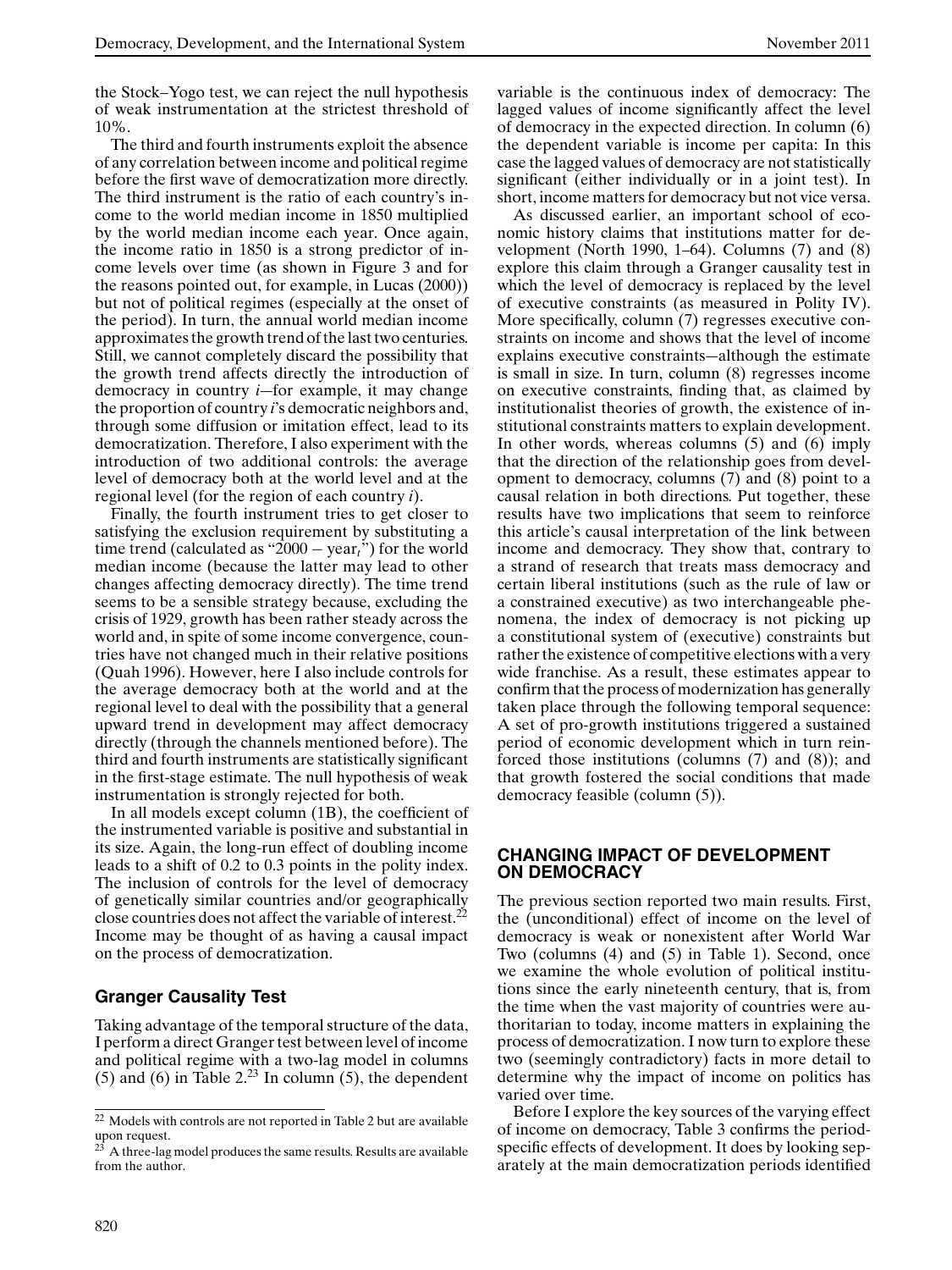the Stock–Yogo test, we can reject the null hypothesis of weak instrumentation at the strictest threshold of 10%.

The third and fourth instruments exploit the absence of any correlation between income and political regime before the first wave of democratization more directly. The third instrument is the ratio of each country's income to the world median income in 1850 multiplied by the world median income each year. Once again, the income ratio in 1850 is a strong predictor of income levels over time (as shown in Figure 3 and for the reasons pointed out, for example, in Lucas (2000)) but not of political regimes (especially at the onset of the period). In turn, the annual world median income approximates the growth trend of the last two centuries. Still, we cannot completely discard the possibility that the growth trend affects directly the introduction of democracy in country *i*—for example, it may change the proportion of country *i*'s democratic neighbors and, through some diffusion or imitation effect, lead to its democratization. Therefore, I also experiment with the introduction of two additional controls: the average level of democracy both at the world level and at the regional level (for the region of each country *i*).

Finally, the fourth instrument tries to get closer to satisfying the exclusion requirement by substituting a time trend (calculated as "$2000 - \text{year}_t$") for the world median income (because the latter may lead to other changes affecting democracy directly). The time trend seems to be a sensible strategy because, excluding the crisis of 1929, growth has been rather steady across the world and, in spite of some income convergence, countries have not changed much in their relative positions (Quah 1996). However, here I also include controls for the average democracy both at the world and at the regional level to deal with the possibility that a general upward trend in development may affect democracy directly (through the channels mentioned before). The third and fourth instruments are statistically significant in the first-stage estimate. The null hypothesis of weak instrumentation is strongly rejected for both.

In all models except column (1B), the coefficient of the instrumented variable is positive and substantial in its size. Again, the long-run effect of doubling income leads to a shift of 0.2 to 0.3 points in the polity index. The inclusion of controls for the level of democracy of genetically similar countries and/or geographically close countries does not affect the variable of interest.[22] Income may be thought of as having a causal impact on the process of democratization.

### Granger Causality Test

Taking advantage of the temporal structure of the data, I perform a direct Granger test between level of income and political regime with a two-lag model in columns (5) and (6) in Table 2.[23] In column (5), the dependent variable is the continuous index of democracy: The lagged values of income significantly affect the level of democracy in the expected direction. In column (6) the dependent variable is income per capita: In this case the lagged values of democracy are not statistically significant (either individually or in a joint test). In short, income matters for democracy but not vice versa.

As discussed earlier, an important school of economic history claims that institutions matter for development (North 1990, 1–64). Columns (7) and (8) explore this claim through a Granger causality test in which the level of democracy is replaced by the level of executive constraints (as measured in Polity IV). More specifically, column (7) regresses executive constraints on income and shows that the level of income explains executive constraints—although the estimate is small in size. In turn, column (8) regresses income on executive constraints, finding that, as claimed by institutionalist theories of growth, the existence of institutional constraints matters to explain development. In other words, whereas columns (5) and (6) imply that the direction of the relationship goes from development to democracy, columns (7) and (8) point to a causal relation in both directions. Put together, these results have two implications that seem to reinforce this article's causal interpretation of the link between income and democracy. They show that, contrary to a strand of research that treats mass democracy and certain liberal institutions (such as the rule of law or a constrained executive) as two interchangeable phenomena, the index of democracy is not picking up a constitutional system of (executive) constraints but rather the existence of competitive elections with a very wide franchise. As a result, these estimates appear to confirm that the process of modernization has generally taken place through the following temporal sequence: A set of pro-growth institutions triggered a sustained period of economic development which in turn reinforced those institutions (columns (7) and (8)); and that growth fostered the social conditions that made democracy feasible (column (5)).

## CHANGING IMPACT OF DEVELOPMENT ON DEMOCRACY

The previous section reported two main results. First, the (unconditional) effect of income on the level of democracy is weak or nonexistent after World War Two (columns (4) and (5) in Table 1). Second, once we examine the whole evolution of political institutions since the early nineteenth century, that is, from the time when the vast majority of countries were authoritarian to today, income matters in explaining the process of democratization. I now turn to explore these two (seemingly contradictory) facts in more detail to determine why the impact of income on politics has varied over time.

Before I explore the key sources of the varying effect of income on democracy, Table 3 confirms the period-specific effects of development. It does by looking separately at the main democratization periods identified

---

[22] Models with controls are not reported in Table 2 but are available upon request.

[23] A three-lag model produces the same results. Results are available from the author.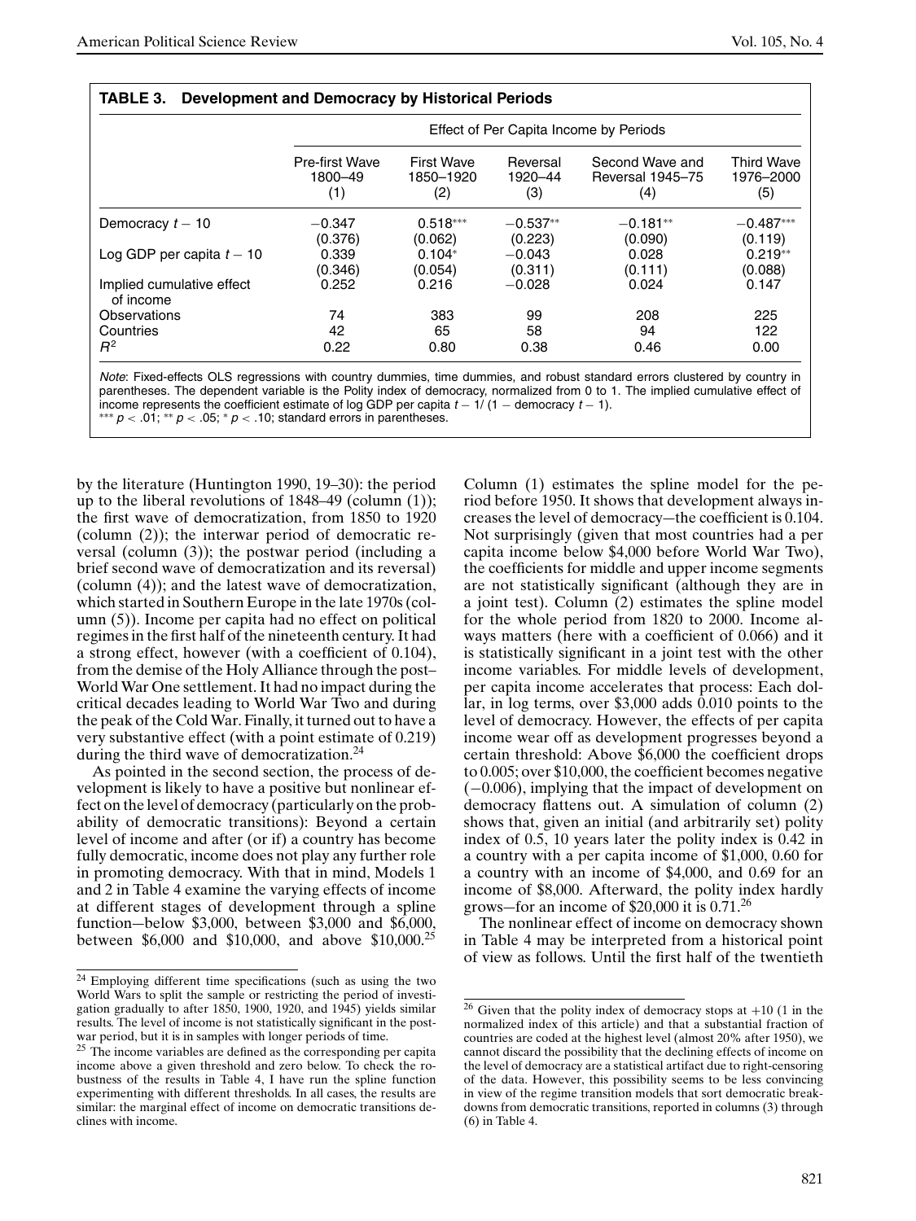**TABLE 3. Development and Democracy by Historical Periods**

| | Effect of Per Capita Income by Periods | | | | |
|---|---|---|---|---|---|
| | Pre-first Wave 1800–49 (1) | First Wave 1850–1920 (2) | Reversal 1920–44 (3) | Second Wave and Reversal 1945–75 (4) | Third Wave 1976–2000 (5) |
| Democracy $t-10$ | −0.347 (0.376) | 0.518*** (0.062) | −0.537** (0.223) | −0.181** (0.090) | −0.487*** (0.119) |
| Log GDP per capita $t-10$ | 0.339 (0.346) | 0.104* (0.054) | −0.043 (0.311) | 0.028 (0.111) | 0.219** (0.088) |
| Implied cumulative effect of income | 0.252 | 0.216 | −0.028 | 0.024 | 0.147 |
| Observations | 74 | 383 | 99 | 208 | 225 |
| Countries | 42 | 65 | 58 | 94 | 122 |
| $R^2$ | 0.22 | 0.80 | 0.38 | 0.46 | 0.00 |

*Note*: Fixed-effects OLS regressions with country dummies, time dummies, and robust standard errors clustered by country in parentheses. The dependent variable is the Polity index of democracy, normalized from 0 to 1. The implied cumulative effect of income represents the coefficient estimate of log GDP per capita $t-1/(1-\text{democracy } t-1)$.
*** $p < .01$; ** $p < .05$; * $p < .10$; standard errors in parentheses.

by the literature (Huntington 1990, 19–30): the period up to the liberal revolutions of 1848–49 (column (1)); the first wave of democratization, from 1850 to 1920 (column (2)); the interwar period of democratic reversal (column (3)); the postwar period (including a brief second wave of democratization and its reversal) (column (4)); and the latest wave of democratization, which started in Southern Europe in the late 1970s (column (5)). Income per capita had no effect on political regimes in the first half of the nineteenth century. It had a strong effect, however (with a coefficient of 0.104), from the demise of the Holy Alliance through the post–World War One settlement. It had no impact during the critical decades leading to World War Two and during the peak of the Cold War. Finally, it turned out to have a very substantive effect (with a point estimate of 0.219) during the third wave of democratization.[24]

As pointed in the second section, the process of development is likely to have a positive but nonlinear effect on the level of democracy (particularly on the probability of democratic transitions): Beyond a certain level of income and after (or if) a country has become fully democratic, income does not play any further role in promoting democracy. With that in mind, Models 1 and 2 in Table 4 examine the varying effects of income at different stages of development through a spline function—below \$3,000, between \$3,000 and \$6,000, between \$6,000 and \$10,000, and above \$10,000.[25]

Column (1) estimates the spline model for the period before 1950. It shows that development always increases the level of democracy—the coefficient is 0.104. Not surprisingly (given that most countries had a per capita income below \$4,000 before World War Two), the coefficients for middle and upper income segments are not statistically significant (although they are in a joint test). Column (2) estimates the spline model for the whole period from 1820 to 2000. Income always matters (here with a coefficient of 0.066) and it is statistically significant in a joint test with the other income variables. For middle levels of development, per capita income accelerates that process: Each dollar, in log terms, over \$3,000 adds 0.010 points to the level of democracy. However, the effects of per capita income wear off as development progresses beyond a certain threshold: Above \$6,000 the coefficient drops to 0.005; over \$10,000, the coefficient becomes negative (−0.006), implying that the impact of development on democracy flattens out. A simulation of column (2) shows that, given an initial (and arbitrarily set) polity index of 0.5, 10 years later the polity index is 0.42 in a country with a per capita income of \$1,000, 0.60 for a country with an income of \$4,000, and 0.69 for an income of \$8,000. Afterward, the polity index hardly grows—for an income of \$20,000 it is 0.71.[26]

The nonlinear effect of income on democracy shown in Table 4 may be interpreted from a historical point of view as follows. Until the first half of the twentieth

[24] Employing different time specifications (such as using the two World Wars to split the sample or restricting the period of investigation gradually to after 1850, 1900, 1920, and 1945) yields similar results. The level of income is not statistically significant in the postwar period, but it is in samples with longer periods of time.

[25] The income variables are defined as the corresponding per capita income above a given threshold and zero below. To check the robustness of the results in Table 4, I have run the spline function experimenting with different thresholds. In all cases, the results are similar: the marginal effect of income on democratic transitions declines with income.

[26] Given that the polity index of democracy stops at +10 (1 in the normalized index of this article) and that a substantial fraction of countries are coded at the highest level (almost 20% after 1950), we cannot discard the possibility that the declining effects of income on the level of democracy are a statistical artifact due to right-censoring of the data. However, this possibility seems to be less convincing in view of the regime transition models that sort democratic breakdowns from democratic transitions, reported in columns (3) through (6) in Table 4.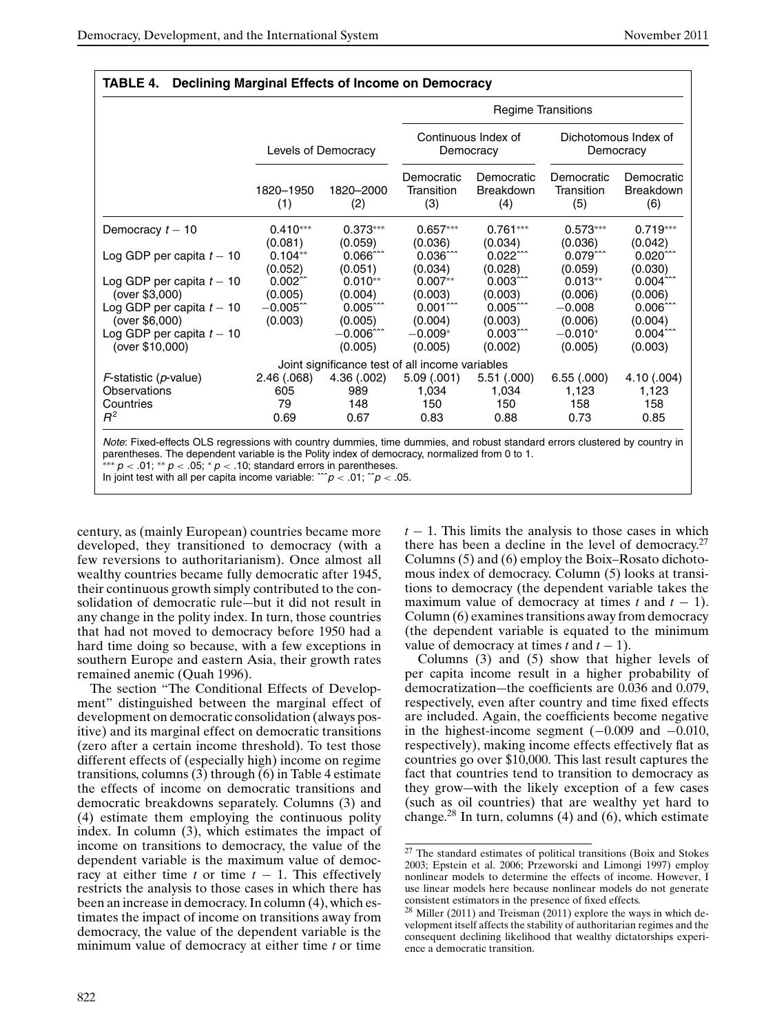**TABLE 4. Declining Marginal Effects of Income on Democracy**

| | Levels of Democracy | | Regime Transitions | | | |
|---|---|---|---|---|---|---|
| | | | Continuous Index of Democracy | | Dichotomous Index of Democracy | |
| | 1820–1950 (1) | 1820–2000 (2) | Democratic Transition (3) | Democratic Breakdown (4) | Democratic Transition (5) | Democratic Breakdown (6) |
| Democracy $t-10$ | 0.410*** | 0.373*** | 0.657*** | 0.761*** | 0.573*** | 0.719*** |
| | (0.081) | (0.059) | (0.036) | (0.034) | (0.036) | (0.042) |
| Log GDP per capita $t-10$ | 0.104** | 0.066^^^ | 0.036^^^ | 0.022^^^ | 0.079^^^ | 0.020^^^ |
| | (0.052) | (0.051) | (0.034) | (0.028) | (0.059) | (0.030) |
| Log GDP per capita $t-10$ (over \$3,000) | 0.002^^ | 0.010** | 0.007** | 0.003^^^ | 0.013** | 0.004^^^ |
| | (0.005) | (0.004) | (0.003) | (0.003) | (0.006) | (0.006) |
| Log GDP per capita $t-10$ (over \$6,000) | −0.005^^ | 0.005^^^ | 0.001^^^ | 0.005^^^ | −0.008 | 0.006^^^ |
| | (0.003) | (0.005) | (0.004) | (0.003) | (0.006) | (0.004) |
| Log GDP per capita $t-10$ (over \$10,000) | | −0.006^^^ | −0.009* | 0.003^^^ | −0.010* | 0.004^^^ |
| | | (0.005) | (0.005) | (0.002) | (0.005) | (0.003) |
| *Joint significance test of all income variables* | | | | | | |
| $F$-statistic ($p$-value) | 2.46 (.068) | 4.36 (.002) | 5.09 (.001) | 5.51 (.000) | 6.55 (.000) | 4.10 (.004) |
| Observations | 605 | 989 | 1,034 | 1,034 | 1,123 | 1,123 |
| Countries | 79 | 148 | 150 | 150 | 158 | 158 |
| $R^2$ | 0.69 | 0.67 | 0.83 | 0.88 | 0.73 | 0.85 |

*Note*: Fixed-effects OLS regressions with country dummies, time dummies, and robust standard errors clustered by country in parentheses. The dependent variable is the Polity index of democracy, normalized from 0 to 1.
*** $p < .01$; ** $p < .05$; * $p < .10$; standard errors in parentheses.
In joint test with all per capita income variable: ^^^$p < .01$; ^^$p < .05$.

century, as (mainly European) countries became more developed, they transitioned to democracy (with a few reversions to authoritarianism). Once almost all wealthy countries became fully democratic after 1945, their continuous growth simply contributed to the consolidation of democratic rule—but it did not result in any change in the polity index. In turn, those countries that had not moved to democracy before 1950 had a hard time doing so because, with a few exceptions in southern Europe and eastern Asia, their growth rates remained anemic (Quah 1996).

The section "The Conditional Effects of Development" distinguished between the marginal effect of development on democratic consolidation (always positive) and its marginal effect on democratic transitions (zero after a certain income threshold). To test those different effects of (especially high) income on regime transitions, columns (3) through (6) in Table 4 estimate the effects of income on democratic transitions and democratic breakdowns separately. Columns (3) and (4) estimate them employing the continuous polity index. In column (3), which estimates the impact of income on transitions to democracy, the value of the dependent variable is the maximum value of democracy at either time $t$ or time $t-1$. This effectively restricts the analysis to those cases in which there has been an increase in democracy. In column (4), which estimates the impact of income on transitions away from democracy, the value of the dependent variable is the minimum value of democracy at either time $t$ or time $t-1$. This limits the analysis to those cases in which there has been a decline in the level of democracy.[27] Columns (5) and (6) employ the Boix–Rosato dichotomous index of democracy. Column (5) looks at transitions to democracy (the dependent variable takes the maximum value of democracy at times $t$ and $t-1$). Column (6) examines transitions away from democracy (the dependent variable is equated to the minimum value of democracy at times $t$ and $t-1$).

Columns (3) and (5) show that higher levels of per capita income result in a higher probability of democratization—the coefficients are 0.036 and 0.079, respectively, even after country and time fixed effects are included. Again, the coefficients become negative in the highest-income segment (−0.009 and −0.010, respectively), making income effects effectively flat as countries go over \$10,000. This last result captures the fact that countries tend to transition to democracy as they grow—with the likely exception of a few cases (such as oil countries) that are wealthy yet hard to change.[28] In turn, columns (4) and (6), which estimate

[27] The standard estimates of political transitions (Boix and Stokes 2003; Epstein et al. 2006; Przeworski and Limongi 1997) employ nonlinear models to determine the effects of income. However, I use linear models here because nonlinear models do not generate consistent estimators in the presence of fixed effects.

[28] Miller (2011) and Treisman (2011) explore the ways in which development itself affects the stability of authoritarian regimes and the consequent declining likelihood that wealthy dictatorships experience a democratic transition.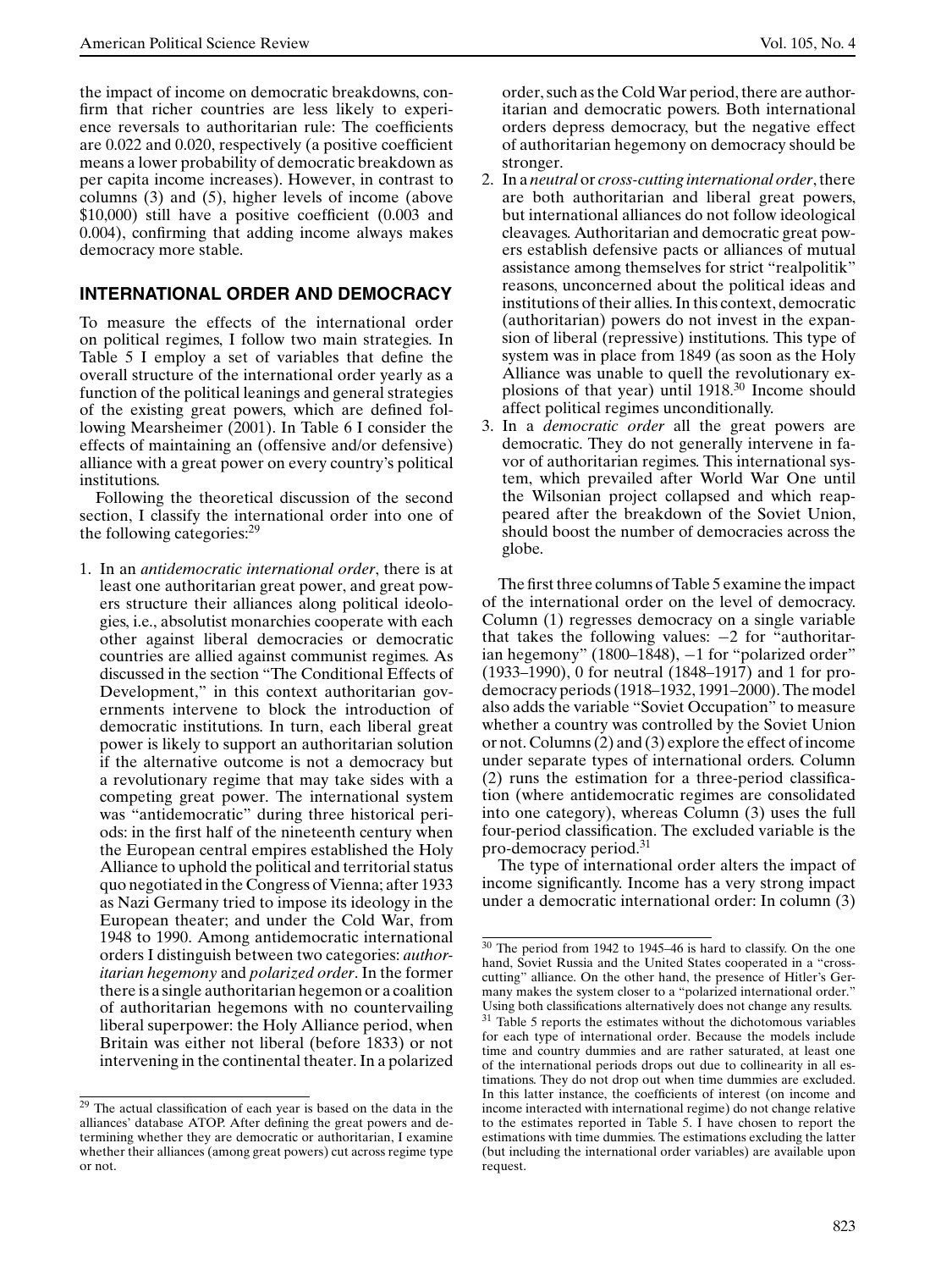the impact of income on democratic breakdowns, confirm that richer countries are less likely to experience reversals to authoritarian rule: The coefficients are 0.022 and 0.020, respectively (a positive coefficient means a lower probability of democratic breakdown as per capita income increases). However, in contrast to columns (3) and (5), higher levels of income (above $10,000) still have a positive coefficient (0.003 and 0.004), confirming that adding income always makes democracy more stable.

## INTERNATIONAL ORDER AND DEMOCRACY

To measure the effects of the international order on political regimes, I follow two main strategies. In Table 5 I employ a set of variables that define the overall structure of the international order yearly as a function of the political leanings and general strategies of the existing great powers, which are defined following Mearsheimer (2001). In Table 6 I consider the effects of maintaining an (offensive and/or defensive) alliance with a great power on every country's political institutions.

Following the theoretical discussion of the second section, I classify the international order into one of the following categories:[29]

1. In an *antidemocratic international order*, there is at least one authoritarian great power, and great powers structure their alliances along political ideologies, i.e., absolutist monarchies cooperate with each other against liberal democracies or democratic countries are allied against communist regimes. As discussed in the section "The Conditional Effects of Development," in this context authoritarian governments intervene to block the introduction of democratic institutions. In turn, each liberal great power is likely to support an authoritarian solution if the alternative outcome is not a democracy but a revolutionary regime that may take sides with a competing great power. The international system was "antidemocratic" during three historical periods: in the first half of the nineteenth century when the European central empires established the Holy Alliance to uphold the political and territorial status quo negotiated in the Congress of Vienna; after 1933 as Nazi Germany tried to impose its ideology in the European theater; and under the Cold War, from 1948 to 1990. Among antidemocratic international orders I distinguish between two categories: *authoritarian hegemony* and *polarized order*. In the former there is a single authoritarian hegemon or a coalition of authoritarian hegemons with no countervailing liberal superpower: the Holy Alliance period, when Britain was either not liberal (before 1833) or not intervening in the continental theater. In a polarized order, such as the Cold War period, there are authoritarian and democratic powers. Both international orders depress democracy, but the negative effect of authoritarian hegemony on democracy should be stronger.
2. In a *neutral* or *cross-cutting international order*, there are both authoritarian and liberal great powers, but international alliances do not follow ideological cleavages. Authoritarian and democratic great powers establish defensive pacts or alliances of mutual assistance among themselves for strict "realpolitik" reasons, unconcerned about the political ideas and institutions of their allies. In this context, democratic (authoritarian) powers do not invest in the expansion of liberal (repressive) institutions. This type of system was in place from 1849 (as soon as the Holy Alliance was unable to quell the revolutionary explosions of that year) until 1918.[30] Income should affect political regimes unconditionally.
3. In a *democratic order* all the great powers are democratic. They do not generally intervene in favor of authoritarian regimes. This international system, which prevailed after World War One until the Wilsonian project collapsed and which reappeared after the breakdown of the Soviet Union, should boost the number of democracies across the globe.

The first three columns of Table 5 examine the impact of the international order on the level of democracy. Column (1) regresses democracy on a single variable that takes the following values: −2 for "authoritarian hegemony" (1800–1848), −1 for "polarized order" (1933–1990), 0 for neutral (1848–1917) and 1 for pro-democracy periods (1918–1932, 1991–2000). The model also adds the variable "Soviet Occupation" to measure whether a country was controlled by the Soviet Union or not. Columns (2) and (3) explore the effect of income under separate types of international orders. Column (2) runs the estimation for a three-period classification (where antidemocratic regimes are consolidated into one category), whereas Column (3) uses the full four-period classification. The excluded variable is the pro-democracy period.[31]

The type of international order alters the impact of income significantly. Income has a very strong impact under a democratic international order: In column (3)

[29] The actual classification of each year is based on the data in the alliances' database ATOP. After defining the great powers and determining whether they are democratic or authoritarian, I examine whether their alliances (among great powers) cut across regime type or not.

[30] The period from 1942 to 1945–46 is hard to classify. On the one hand, Soviet Russia and the United States cooperated in a "cross-cutting" alliance. On the other hand, the presence of Hitler's Germany makes the system closer to a "polarized international order." Using both classifications alternatively does not change any results.

[31] Table 5 reports the estimates without the dichotomous variables for each type of international order. Because the models include time and country dummies and are rather saturated, at least one of the international periods drops out due to collinearity in all estimations. They do not drop out when time dummies are excluded. In this latter instance, the coefficients of interest (on income and income interacted with international regime) do not change relative to the estimates reported in Table 5. I have chosen to report the estimations with time dummies. The estimations excluding the latter (but including the international order variables) are available upon request.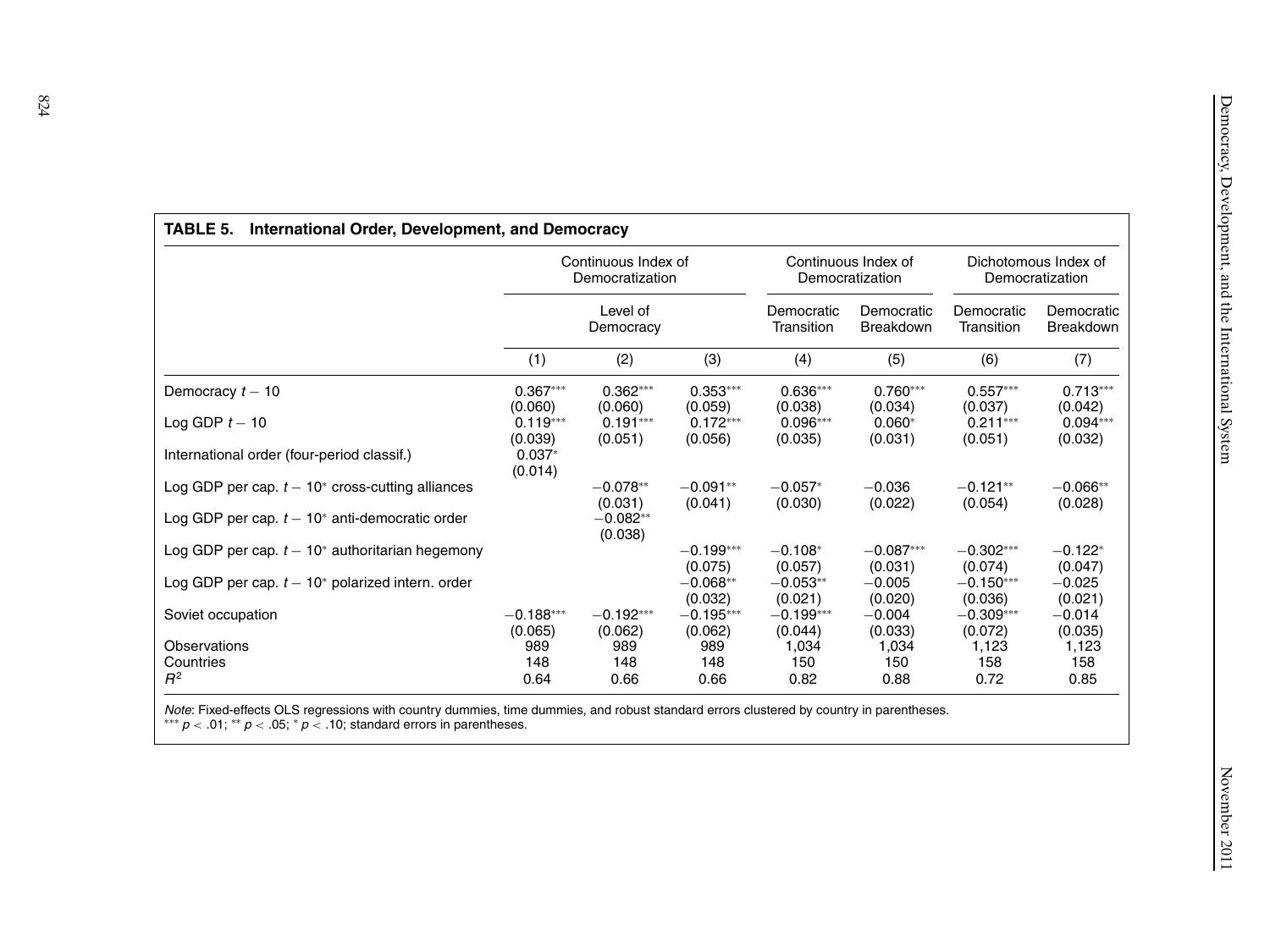**TABLE 5. International Order, Development, and Democracy**

| | Continuous Index of Democratization | | | Continuous Index of Democratization | | Dichotomous Index of Democratization | |
|---|---|---|---|---|---|---|---|
| | Level of Democracy | | | Democratic Transition | Democratic Breakdown | Democratic Transition | Democratic Breakdown |
| | (1) | (2) | (3) | (4) | (5) | (6) | (7) |
| Democracy $t-10$ | 0.367*** | 0.362*** | 0.353*** | 0.636*** | 0.760*** | 0.557*** | 0.713*** |
| | (0.060) | (0.060) | (0.059) | (0.038) | (0.034) | (0.037) | (0.042) |
| Log GDP $t-10$ | 0.119*** | 0.191*** | 0.172*** | 0.096*** | 0.060* | 0.211*** | 0.094*** |
| | (0.039) | (0.051) | (0.056) | (0.035) | (0.031) | (0.051) | (0.032) |
| International order (four-period classif.) | 0.037* | | | | | | |
| | (0.014) | | | | | | |
| Log GDP per cap. $t-10$* cross-cutting alliances | | −0.078** | −0.091** | −0.057* | −0.036 | −0.121** | −0.066** |
| | | (0.031) | (0.041) | (0.030) | (0.022) | (0.054) | (0.028) |
| Log GDP per cap. $t-10$* anti-democratic order | | −0.082** | | | | | |
| | | (0.038) | | | | | |
| Log GDP per cap. $t-10$* authoritarian hegemony | | | −0.199*** | −0.108* | −0.087*** | −0.302*** | −0.122* |
| | | | (0.075) | (0.057) | (0.031) | (0.074) | (0.047) |
| Log GDP per cap. $t-10$* polarized intern. order | | | −0.068** | −0.053** | −0.005 | −0.150*** | −0.025 |
| | | | (0.032) | (0.021) | (0.020) | (0.036) | (0.021) |
| Soviet occupation | −0.188*** | −0.192*** | −0.195*** | −0.199*** | −0.004 | −0.309*** | −0.014 |
| | (0.065) | (0.062) | (0.062) | (0.044) | (0.033) | (0.072) | (0.035) |
| Observations | 989 | 989 | 989 | 1,034 | 1,034 | 1,123 | 1,123 |
| Countries | 148 | 148 | 148 | 150 | 150 | 158 | 158 |
| $R^2$ | 0.64 | 0.66 | 0.66 | 0.82 | 0.88 | 0.72 | 0.85 |

*Note*: Fixed-effects OLS regressions with country dummies, time dummies, and robust standard errors clustered by country in parentheses.
*** $p < .01$; ** $p < .05$; * $p < .10$; standard errors in parentheses.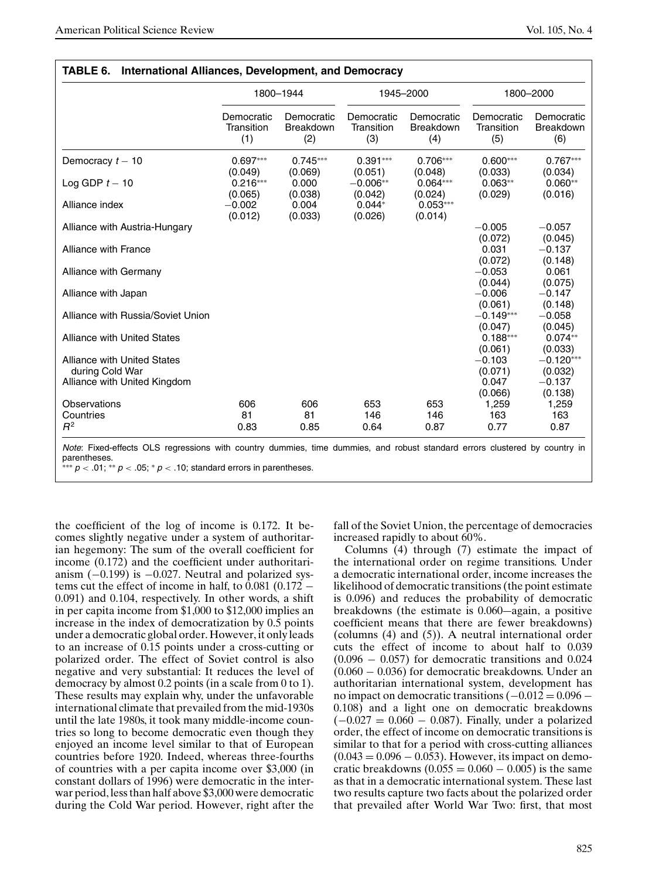**TABLE 6. International Alliances, Development, and Democracy**

| | 1800–1944 | | 1945–2000 | | 1800–2000 | |
|---|---|---|---|---|---|---|
| | Democratic Transition (1) | Democratic Breakdown (2) | Democratic Transition (3) | Democratic Breakdown (4) | Democratic Transition (5) | Democratic Breakdown (6) |
| Democracy $t-10$ | 0.697*** (0.049) | 0.745*** (0.069) | 0.391*** (0.051) | 0.706*** (0.048) | 0.600*** (0.033) | 0.767*** (0.034) |
| Log GDP $t-10$ | 0.216*** (0.065) | 0.000 (0.038) | −0.006** (0.042) | 0.064*** (0.024) | 0.063** (0.029) | 0.060** (0.016) |
| Alliance index | −0.002 (0.012) | 0.004 (0.033) | 0.044* (0.026) | 0.053*** (0.014) | | |
| Alliance with Austria-Hungary | | | | | −0.005 (0.072) | −0.057 (0.045) |
| Alliance with France | | | | | 0.031 (0.072) | −0.137 (0.148) |
| Alliance with Germany | | | | | −0.053 (0.044) | 0.061 (0.075) |
| Alliance with Japan | | | | | −0.006 (0.061) | −0.147 (0.148) |
| Alliance with Russia/Soviet Union | | | | | −0.149*** (0.047) | −0.058 (0.045) |
| Alliance with United States | | | | | 0.188*** (0.061) | 0.074** (0.033) |
| Alliance with United States during Cold War | | | | | −0.103 (0.071) | −0.120*** (0.032) |
| Alliance with United Kingdom | | | | | 0.047 (0.066) | −0.137 (0.138) |
| Observations | 606 | 606 | 653 | 653 | 1,259 | 1,259 |
| Countries | 81 | 81 | 146 | 146 | 163 | 163 |
| $R^2$ | 0.83 | 0.85 | 0.64 | 0.87 | 0.77 | 0.87 |

*Note*: Fixed-effects OLS regressions with country dummies, time dummies, and robust standard errors clustered by country in parentheses.
*** $p < .01$; ** $p < .05$; * $p < .10$; standard errors in parentheses.

the coefficient of the log of income is 0.172. It becomes slightly negative under a system of authoritarian hegemony: The sum of the overall coefficient for income (0.172) and the coefficient under authoritarianism (−0.199) is −0.027. Neutral and polarized systems cut the effect of income in half, to 0.081 (0.172 − 0.091) and 0.104, respectively. In other words, a shift in per capita income from \$1,000 to \$12,000 implies an increase in the index of democratization by 0.5 points under a democratic global order. However, it only leads to an increase of 0.15 points under a cross-cutting or polarized order. The effect of Soviet control is also negative and very substantial: It reduces the level of democracy by almost 0.2 points (in a scale from 0 to 1). These results may explain why, under the unfavorable international climate that prevailed from the mid-1930s until the late 1980s, it took many middle-income countries so long to become democratic even though they enjoyed an income level similar to that of European countries before 1920. Indeed, whereas three-fourths of countries with a per capita income over \$3,000 (in constant dollars of 1996) were democratic in the interwar period, less than half above \$3,000 were democratic during the Cold War period. However, right after the fall of the Soviet Union, the percentage of democracies increased rapidly to about 60%.

Columns (4) through (7) estimate the impact of the international order on regime transitions. Under a democratic international order, income increases the likelihood of democratic transitions (the point estimate is 0.096) and reduces the probability of democratic breakdowns (the estimate is 0.060—again, a positive coefficient means that there are fewer breakdowns) (columns (4) and (5)). A neutral international order cuts the effect of income to about half to 0.039 (0.096 − 0.057) for democratic transitions and 0.024 (0.060 − 0.036) for democratic breakdowns. Under an authoritarian international system, development has no impact on democratic transitions (−0.012 = 0.096 − 0.108) and a light one on democratic breakdowns (−0.027 = 0.060 − 0.087). Finally, under a polarized order, the effect of income on democratic transitions is similar to that for a period with cross-cutting alliances (0.043 = 0.096 − 0.053). However, its impact on democratic breakdowns (0.055 = 0.060 − 0.005) is the same as that in a democratic international system. These last two results capture two facts about the polarized order that prevailed after World War Two: first, that most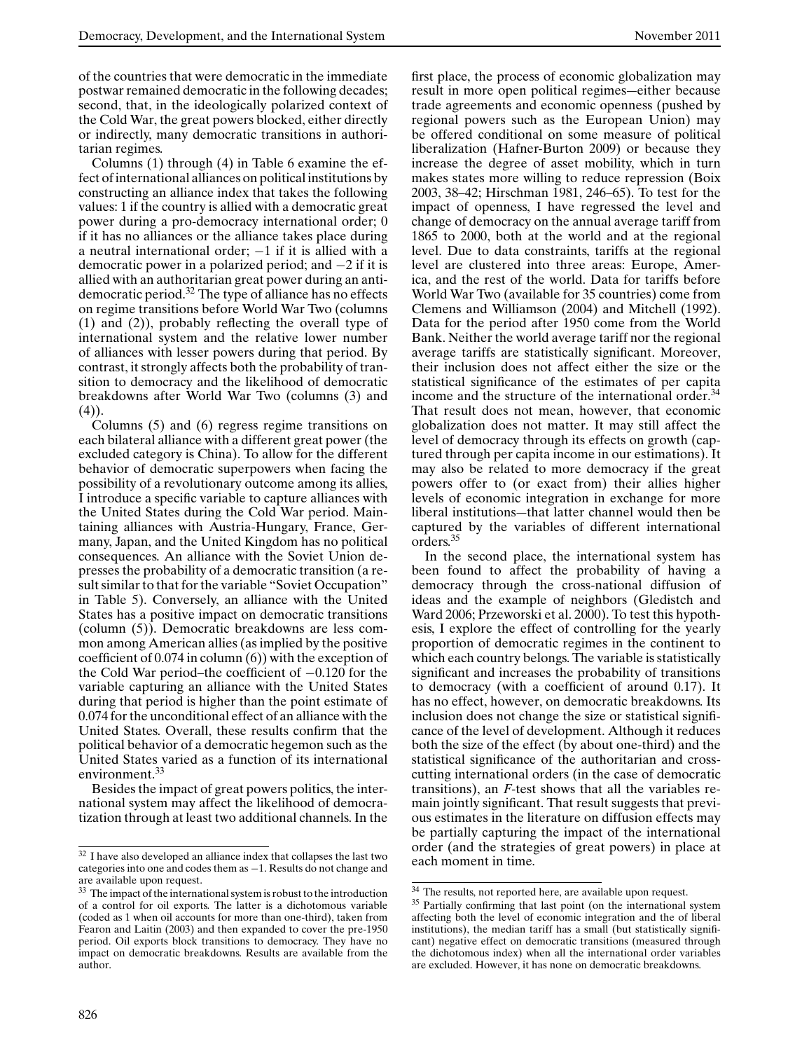of the countries that were democratic in the immediate postwar remained democratic in the following decades; second, that, in the ideologically polarized context of the Cold War, the great powers blocked, either directly or indirectly, many democratic transitions in authoritarian regimes.

Columns (1) through (4) in Table 6 examine the effect of international alliances on political institutions by constructing an alliance index that takes the following values: 1 if the country is allied with a democratic great power during a pro-democracy international order; 0 if it has no alliances or the alliance takes place during a neutral international order; −1 if it is allied with a democratic power in a polarized period; and −2 if it is allied with an authoritarian great power during an anti-democratic period.[32] The type of alliance has no effects on regime transitions before World War Two (columns (1) and (2)), probably reflecting the overall type of international system and the relative lower number of alliances with lesser powers during that period. By contrast, it strongly affects both the probability of transition to democracy and the likelihood of democratic breakdowns after World War Two (columns (3) and (4)).

Columns (5) and (6) regress regime transitions on each bilateral alliance with a different great power (the excluded category is China). To allow for the different behavior of democratic superpowers when facing the possibility of a revolutionary outcome among its allies, I introduce a specific variable to capture alliances with the United States during the Cold War period. Maintaining alliances with Austria-Hungary, France, Germany, Japan, and the United Kingdom has no political consequences. An alliance with the Soviet Union depresses the probability of a democratic transition (a result similar to that for the variable "Soviet Occupation" in Table 5). Conversely, an alliance with the United States has a positive impact on democratic transitions (column (5)). Democratic breakdowns are less common among American allies (as implied by the positive coefficient of 0.074 in column (6)) with the exception of the Cold War period–the coefficient of −0.120 for the variable capturing an alliance with the United States during that period is higher than the point estimate of 0.074 for the unconditional effect of an alliance with the United States. Overall, these results confirm that the political behavior of a democratic hegemon such as the United States varied as a function of its international environment.[33]

Besides the impact of great powers politics, the international system may affect the likelihood of democratization through at least two additional channels. In the first place, the process of economic globalization may result in more open political regimes—either because trade agreements and economic openness (pushed by regional powers such as the European Union) may be offered conditional on some measure of political liberalization (Hafner-Burton 2009) or because they increase the degree of asset mobility, which in turn makes states more willing to reduce repression (Boix 2003, 38–42; Hirschman 1981, 246–65). To test for the impact of openness, I have regressed the level and change of democracy on the annual average tariff from 1865 to 2000, both at the world and at the regional level. Due to data constraints, tariffs at the regional level are clustered into three areas: Europe, America, and the rest of the world. Data for tariffs before World War Two (available for 35 countries) come from Clemens and Williamson (2004) and Mitchell (1992). Data for the period after 1950 come from the World Bank. Neither the world average tariff nor the regional average tariffs are statistically significant. Moreover, their inclusion does not affect either the size or the statistical significance of the estimates of per capita income and the structure of the international order.[34] That result does not mean, however, that economic globalization does not matter. It may still affect the level of democracy through its effects on growth (captured through per capita income in our estimations). It may also be related to more democracy if the great powers offer to (or exact from) their allies higher levels of economic integration in exchange for more liberal institutions—that latter channel would then be captured by the variables of different international orders.[35]

In the second place, the international system has been found to affect the probability of having a democracy through the cross-national diffusion of ideas and the example of neighbors (Gledistch and Ward 2006; Przeworski et al. 2000). To test this hypothesis, I explore the effect of controlling for the yearly proportion of democratic regimes in the continent to which each country belongs. The variable is statistically significant and increases the probability of transitions to democracy (with a coefficient of around 0.17). It has no effect, however, on democratic breakdowns. Its inclusion does not change the size or statistical significance of the level of development. Although it reduces both the size of the effect (by about one-third) and the statistical significance of the authoritarian and cross-cutting international orders (in the case of democratic transitions), an $F$-test shows that all the variables remain jointly significant. That result suggests that previous estimates in the literature on diffusion effects may be partially capturing the impact of the international order (and the strategies of great powers) in place at each moment in time.

---

[32] I have also developed an alliance index that collapses the last two categories into one and codes them as −1. Results do not change and are available upon request.

[33] The impact of the international system is robust to the introduction of a control for oil exports. The latter is a dichotomous variable (coded as 1 when oil accounts for more than one-third), taken from Fearon and Laitin (2003) and then expanded to cover the pre-1950 period. Oil exports block transitions to democracy. They have no impact on democratic breakdowns. Results are available from the author.

[34] The results, not reported here, are available upon request.

[35] Partially confirming that last point (on the international system affecting both the level of economic integration and the of liberal institutions), the median tariff has a small (but statistically significant) negative effect on democratic transitions (measured through the dichotomous index) when all the international order variables are excluded. However, it has none on democratic breakdowns.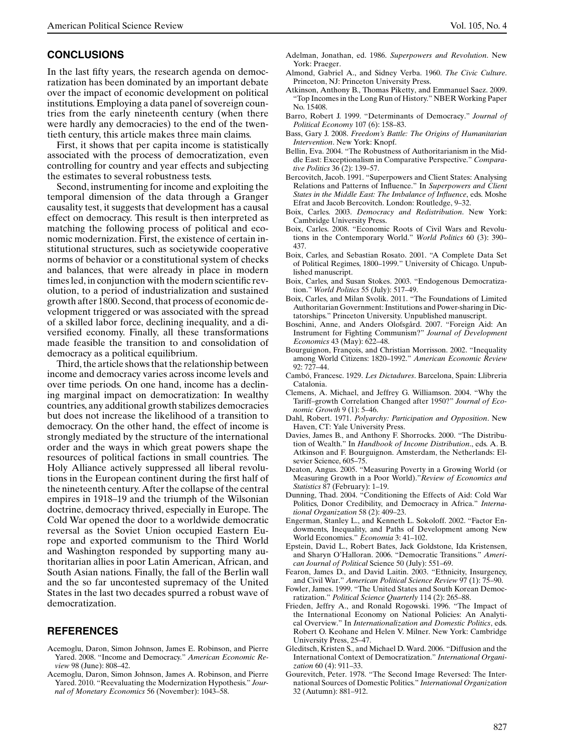## CONCLUSIONS

In the last fifty years, the research agenda on democratization has been dominated by an important debate over the impact of economic development on political institutions. Employing a data panel of sovereign countries from the early nineteenth century (when there were hardly any democracies) to the end of the twentieth century, this article makes three main claims.

First, it shows that per capita income is statistically associated with the process of democratization, even controlling for country and year effects and subjecting the estimates to several robustness tests.

Second, instrumenting for income and exploiting the temporal dimension of the data through a Granger causality test, it suggests that development has a causal effect on democracy. This result is then interpreted as matching the following process of political and economic modernization. First, the existence of certain institutional structures, such as societywide cooperative norms of behavior or a constitutional system of checks and balances, that were already in place in modern times led, in conjunction with the modern scientific revolution, to a period of industrialization and sustained growth after 1800. Second, that process of economic development triggered or was associated with the spread of a skilled labor force, declining inequality, and a diversified economy. Finally, all these transformations made feasible the transition to and consolidation of democracy as a political equilibrium.

Third, the article shows that the relationship between income and democracy varies across income levels and over time periods. On one hand, income has a declining marginal impact on democratization: In wealthy countries, any additional growth stabilizes democracies but does not increase the likelihood of a transition to democracy. On the other hand, the effect of income is strongly mediated by the structure of the international order and the ways in which great powers shape the resources of political factions in small countries. The Holy Alliance actively suppressed all liberal revolutions in the European continent during the first half of the nineteenth century. After the collapse of the central empires in 1918–19 and the triumph of the Wilsonian doctrine, democracy thrived, especially in Europe. The Cold War opened the door to a worldwide democratic reversal as the Soviet Union occupied Eastern Europe and exported communism to the Third World and Washington responded by supporting many authoritarian allies in poor Latin American, African, and South Asian nations. Finally, the fall of the Berlin wall and the so far uncontested supremacy of the United States in the last two decades spurred a robust wave of democratization.

## REFERENCES

Acemoglu, Daron, Simon Johnson, James E. Robinson, and Pierre Yared. 2008. "Income and Democracy." *American Economic Review* 98 (June): 808–42.

Acemoglu, Daron, Simon Johnson, James A. Robinson, and Pierre Yared. 2010. "Reevaluating the Modernization Hypothesis." *Journal of Monetary Economics* 56 (November): 1043–58.

Adelman, Jonathan, ed. 1986. *Superpowers and Revolution*. New York: Praeger.

Almond, Gabriel A., and Sidney Verba. 1960. *The Civic Culture*. Princeton, NJ: Princeton University Press.

Atkinson, Anthony B., Thomas Piketty, and Emmanuel Saez. 2009. "Top Incomes in the Long Run of History." NBER Working Paper No. 15408.

Barro, Robert J. 1999. "Determinants of Democracy." *Journal of Political Economy* 107 (6): 158–83.

Bass, Gary J. 2008. *Freedom's Battle: The Origins of Humanitarian Intervention*. New York: Knopf.

Bellin, Eva. 2004. "The Robustness of Authoritarianism in the Middle East: Exceptionalism in Comparative Perspective." *Comparative Politics* 36 (2): 139–57.

Bercovitch, Jacob. 1991. "Superpowers and Client States: Analysing Relations and Patterns of Influence." In *Superpowers and Client States in the Middle East: The Imbalance of Influence*, eds. Moshe Efrat and Jacob Bercovitch. London: Routledge, 9–32.

Boix, Carles. 2003. *Democracy and Redistribution*. New York: Cambridge University Press.

Boix, Carles. 2008. "Economic Roots of Civil Wars and Revolutions in the Contemporary World." *World Politics* 60 (3): 390–437.

Boix, Carles, and Sebastian Rosato. 2001. "A Complete Data Set of Political Regimes, 1800–1999." University of Chicago. Unpublished manuscript.

Boix, Carles, and Susan Stokes. 2003. "Endogenous Democratization." *World Politics* 55 (July): 517–49.

Boix, Carles, and Milan Svolik. 2011. "The Foundations of Limited Authoritarian Government: Institutions and Power-sharing in Dictatorships." Princeton University. Unpublished manuscript.

Boschini, Anne, and Anders Olofsgård. 2007. "Foreign Aid: An Instrument for Fighting Communism?" *Journal of Development Economics* 43 (May): 622–48.

Bourguignon, François, and Christian Morrisson. 2002. "Inequality among World Citizens: 1820–1992." *American Economic Review* 92: 727–44.

Cambó, Francesc. 1929. *Les Dictadures*. Barcelona, Spain: Llibreria Catalonia.

Clemens, A. Michael, and Jeffrey G. Williamson. 2004. "Why the Tariff–growth Correlation Changed after 1950?" *Journal of Economic Growth* 9 (1): 5–46.

Dahl, Robert. 1971. *Polyarchy: Participation and Opposition*. New Haven, CT: Yale University Press.

Davies, James B., and Anthony F. Shorrocks. 2000. "The Distribution of Wealth." In *Handbook of Income Distribution*., eds. A. B. Atkinson and F. Bourguignon. Amsterdam, the Netherlands: Elsevier Science, 605–75.

Deaton, Angus. 2005. "Measuring Poverty in a Growing World (or Measuring Growth in a Poor World)."*Review of Economics and Statistics* 87 (February): 1–19.

Dunning, Thad. 2004. "Conditioning the Effects of Aid: Cold War Politics, Donor Credibility, and Democracy in Africa." *International Organization* 58 (2): 409–23.

Engerman, Stanley L., and Kenneth L. Sokoloff. 2002. "Factor Endowments, Inequality, and Paths of Development among New World Economies." *Economia* 3: 41–102.

Epstein, David L., Robert Bates, Jack Goldstone, Ida Kristensen, and Sharyn O'Halloran. 2006. "Democratic Transitions." *American Journal of Political* Science 50 (July): 551–69.

Fearon, James D., and David Laitin. 2003. "Ethnicity, Insurgency, and Civil War." *American Political Science Review* 97 (1): 75–90.

Fowler, James. 1999. "The United States and South Korean Democratization." *Political Science Quarterly* 114 (2): 265–88.

Frieden, Jeffry A., and Ronald Rogowski. 1996. "The Impact of the International Economy on National Policies: An Analytical Overview." In *Internationalization and Domestic Politics*, eds. Robert O. Keohane and Helen V. Milner. New York: Cambridge University Press, 25–47.

Gleditsch, Kristen S., and Michael D. Ward. 2006. "Diffusion and the International Context of Democratization." *International Organization* 60 (4): 911–33.

Gourevitch, Peter. 1978. "The Second Image Reversed: The International Sources of Domestic Politics." *International Organization* 32 (Autumn): 881–912.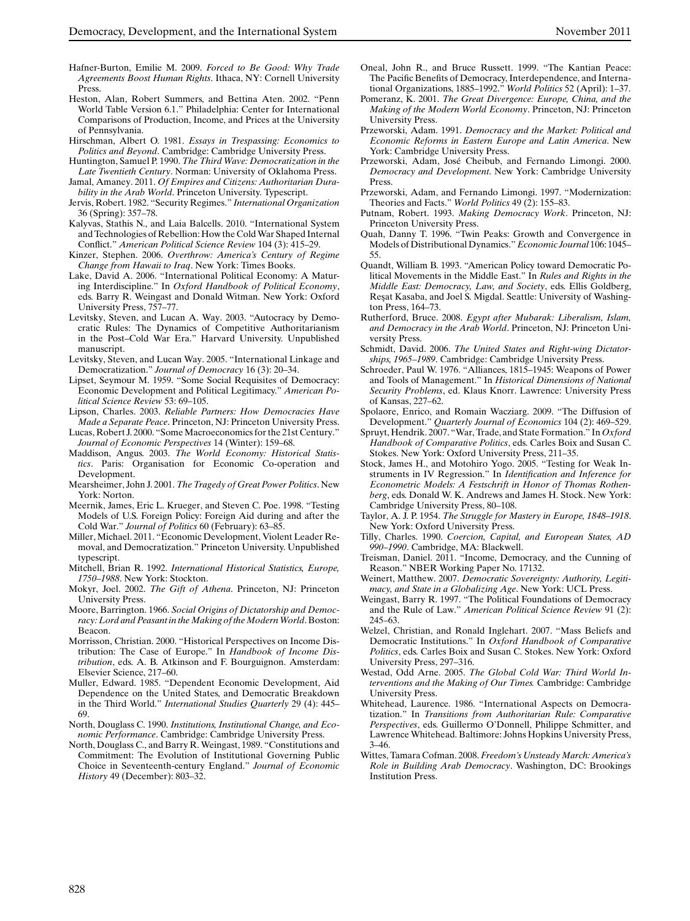Hafner-Burton, Emilie M. 2009. *Forced to Be Good: Why Trade Agreements Boost Human Rights*. Ithaca, NY: Cornell University Press.

Heston, Alan, Robert Summers, and Bettina Aten. 2002. "Penn World Table Version 6.1." Philadelphia: Center for International Comparisons of Production, Income, and Prices at the University of Pennsylvania.

Hirschman, Albert O. 1981. *Essays in Trespassing: Economics to Politics and Beyond*. Cambridge: Cambridge University Press.

Huntington, Samuel P. 1990. *The Third Wave: Democratization in the Late Twentieth Century*. Norman: University of Oklahoma Press.

Jamal, Amaney. 2011. *Of Empires and Citizens: Authoritarian Durability in the Arab World*. Princeton University. Typescript.

Jervis, Robert. 1982. "Security Regimes." *International Organization* 36 (Spring): 357–78.

Kalyvas, Stathis N., and Laia Balcells. 2010. "International System and Technologies of Rebellion: How the Cold War Shaped Internal Conflict." *American Political Science Review* 104 (3): 415–29.

Kinzer, Stephen. 2006. *Overthrow: America's Century of Regime Change from Hawaii to Iraq*. New York: Times Books.

Lake, David A. 2006. "International Political Economy: A Maturing Interdiscipline." In *Oxford Handbook of Political Economy*, eds. Barry R. Weingast and Donald Witman. New York: Oxford University Press, 757–77.

Levitsky, Steven, and Lucan A. Way. 2003. "Autocracy by Democratic Rules: The Dynamics of Competitive Authoritarianism in the Post–Cold War Era." Harvard University. Unpublished manuscript.

Levitsky, Steven, and Lucan Way. 2005. "International Linkage and Democratization." *Journal of Democracy* 16 (3): 20–34.

Lipset, Seymour M. 1959. "Some Social Requisites of Democracy: Economic Development and Political Legitimacy." *American Political Science Review* 53: 69–105.

Lipson, Charles. 2003. *Reliable Partners: How Democracies Have Made a Separate Peace*. Princeton, NJ: Princeton University Press.

Lucas, Robert J. 2000. "Some Macroeconomics for the 21st Century." *Journal of Economic Perspectives* 14 (Winter): 159–68.

Maddison, Angus. 2003. *The World Economy: Historical Statistics*. Paris: Organisation for Economic Co-operation and Development.

Mearsheimer, John J. 2001. *The Tragedy of Great Power Politics*. New York: Norton.

Meernik, James, Eric L. Krueger, and Steven C. Poe. 1998. "Testing Models of U.S. Foreign Policy: Foreign Aid during and after the Cold War." *Journal of Politics* 60 (February): 63–85.

Miller, Michael. 2011. "Economic Development, Violent Leader Removal, and Democratization." Princeton University. Unpublished typescript.

Mitchell, Brian R. 1992. *International Historical Statistics, Europe, 1750–1988*. New York: Stockton.

Mokyr, Joel. 2002. *The Gift of Athena*. Princeton, NJ: Princeton University Press.

Moore, Barrington. 1966. *Social Origins of Dictatorship and Democracy: Lord and Peasant in the Making of the Modern World*. Boston: Beacon.

Morrisson, Christian. 2000. "Historical Perspectives on Income Distribution: The Case of Europe." In *Handbook of Income Distribution*, eds. A. B. Atkinson and F. Bourguignon. Amsterdam: Elsevier Science, 217–60.

Muller, Edward. 1985. "Dependent Economic Development, Aid Dependence on the United States, and Democratic Breakdown in the Third World." *International Studies Quarterly* 29 (4): 445–69.

North, Douglass C. 1990. *Institutions, Institutional Change, and Economic Performance*. Cambridge: Cambridge University Press.

North, Douglass C., and Barry R. Weingast, 1989. "Constitutions and Commitment: The Evolution of Institutional Governing Public Choice in Seventeenth-century England." *Journal of Economic History* 49 (December): 803–32.

Oneal, John R., and Bruce Russett. 1999. "The Kantian Peace: The Pacific Benefits of Democracy, Interdependence, and International Organizations, 1885–1992." *World Politics* 52 (April): 1–37.

Pomeranz, K. 2001. *The Great Divergence: Europe, China, and the Making of the Modern World Economy*. Princeton, NJ: Princeton University Press.

Przeworski, Adam. 1991. *Democracy and the Market: Political and Economic Reforms in Eastern Europe and Latin America*. New York: Cambridge University Press.

Przeworski, Adam, José Cheibub, and Fernando Limongi. 2000. *Democracy and Development*. New York: Cambridge University Press.

Przeworski, Adam, and Fernando Limongi. 1997. "Modernization: Theories and Facts." *World Politics* 49 (2): 155–83.

Putnam, Robert. 1993. *Making Democracy Work*. Princeton, NJ: Princeton University Press.

Quah, Danny T. 1996. "Twin Peaks: Growth and Convergence in Models of Distributional Dynamics." *Economic Journal* 106: 1045–55.

Quandt, William B. 1993. "American Policy toward Democratic Political Movements in the Middle East." In *Rules and Rights in the Middle East: Democracy, Law, and Society*, eds. Ellis Goldberg, Reşat Kasaba, and Joel S. Migdal. Seattle: University of Washington Press, 164–73.

Rutherford, Bruce. 2008. *Egypt after Mubarak: Liberalism, Islam, and Democracy in the Arab World*. Princeton, NJ: Princeton University Press.

Schmidt, David. 2006. *The United States and Right-wing Dictatorships, 1965–1989*. Cambridge: Cambridge University Press.

Schroeder, Paul W. 1976. "Alliances, 1815–1945: Weapons of Power and Tools of Management." In *Historical Dimensions of National Security Problems*, ed. Klaus Knorr. Lawrence: University Press of Kansas, 227–62.

Spolaore, Enrico, and Romain Wacziarg. 2009. "The Diffusion of Development." *Quarterly Journal of Economics* 104 (2): 469–529.

Spruyt, Hendrik. 2007. "War, Trade, and State Formation." In *Oxford Handbook of Comparative Politics*, eds. Carles Boix and Susan C. Stokes. New York: Oxford University Press, 211–35.

Stock, James H., and Motohiro Yogo. 2005. "Testing for Weak Instruments in IV Regression." In *Identification and Inference for Econometric Models: A Festschrift in Honor of Thomas Rothenberg*, eds. Donald W. K. Andrews and James H. Stock. New York: Cambridge University Press, 80–108.

Taylor, A. J. P. 1954. *The Struggle for Mastery in Europe, 1848–1918*. New York: Oxford University Press.

Tilly, Charles. 1990. *Coercion, Capital, and European States, AD 990–1990*. Cambridge, MA: Blackwell.

Treisman, Daniel. 2011. "Income, Democracy, and the Cunning of Reason." NBER Working Paper No. 17132.

Weinert, Matthew. 2007. *Democratic Sovereignty: Authority, Legitimacy, and State in a Globalizing Age*. New York: UCL Press.

Weingast, Barry R. 1997. "The Political Foundations of Democracy and the Rule of Law." *American Political Science Review* 91 (2): 245–63.

Welzel, Christian, and Ronald Inglehart. 2007. "Mass Beliefs and Democratic Institutions." In *Oxford Handbook of Comparative Politics*, eds. Carles Boix and Susan C. Stokes. New York: Oxford University Press, 297–316.

Westad, Odd Arne. 2005. *The Global Cold War: Third World Interventions and the Making of Our Times.* Cambridge: Cambridge University Press.

Whitehead, Laurence. 1986. "International Aspects on Democratization." In *Transitions from Authoritarian Rule: Comparative Perspectives*, eds. Guillermo O'Donnell, Philippe Schmitter, and Lawrence Whitehead. Baltimore: Johns Hopkins University Press, 3–46.

Wittes, Tamara Cofman. 2008. *Freedom's Unsteady March: America's Role in Building Arab Democracy*. Washington, DC: Brookings Institution Press.